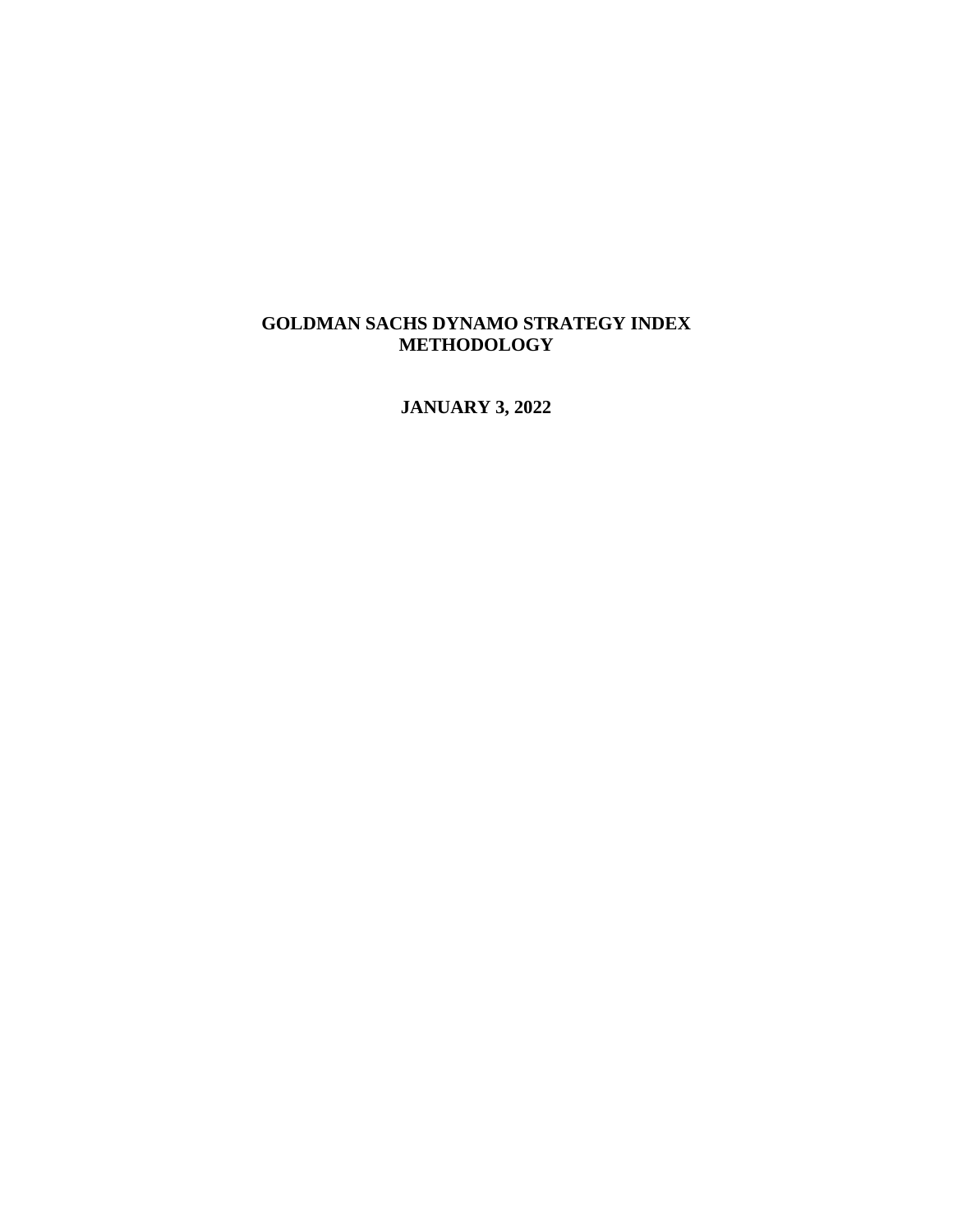# GOLDMAN SACHS DYNAMO STRATEGY INDEX METHODOLOGY

## JANUARY 3, 2022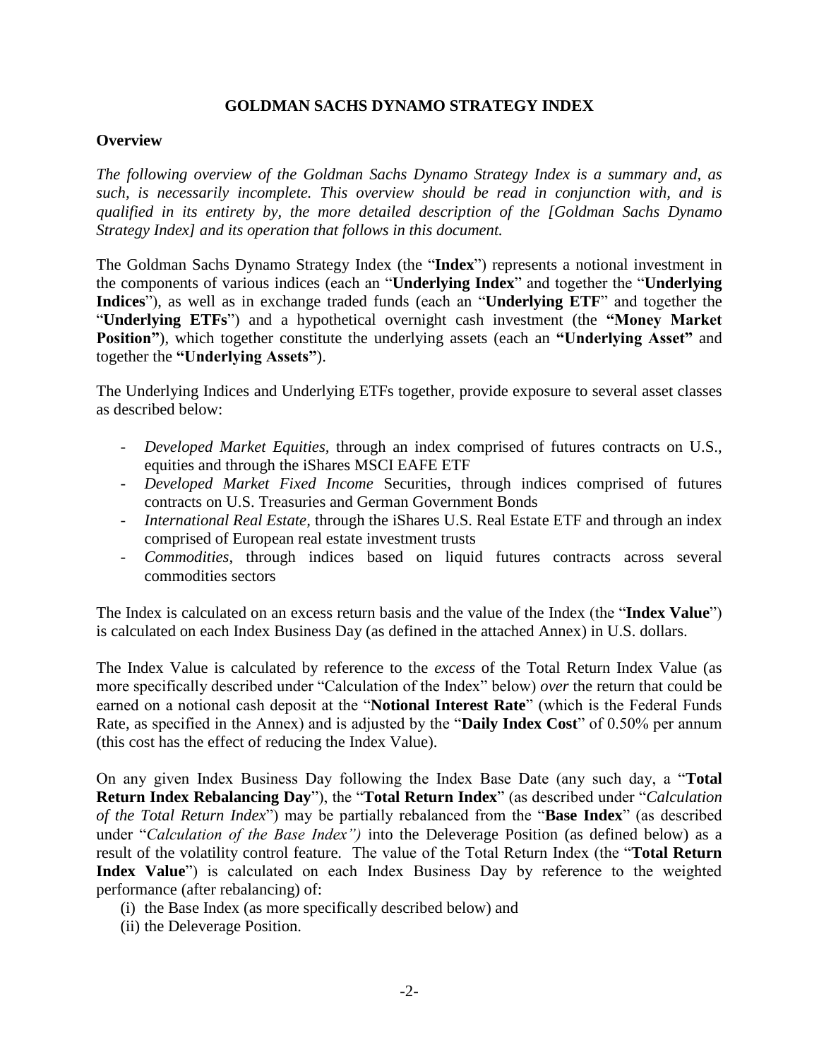# GOLDMAN SACHS DYNAMO STRATEGY INDEX

## Overview

*The following overview of the Goldman Sachs Dynamo Strategy Index is a summary and, as such, is necessarily incomplete. This overview should be read in conjunction with, and is qualified in its entirety by, the more detailed description of the [Goldman Sachs Dynamo Strategy Index] and its operation that follows in this document.*

The Goldman Sachs Dynamo Strategy Index (the "**Index**") represents a notional investment in the components of various indices (each an "**Underlying Index**" and together the "**Underlying Indices**"), as well as in exchange traded funds (each an "**Underlying ETF**" and together the "**Underlying ETFs**") and a hypothetical overnight cash investment (the **"Money Market Position"**), which together constitute the underlying assets (each an **"Underlying Asset"** and together the **"Underlying Assets"**).

The Underlying Indices and Underlying ETFs together, provide exposure to several asset classes as described below:

- *Developed Market Equities,* through an index comprised of futures contracts on U.S., equities and through the iShares MSCI EAFE ETF
- *Developed Market Fixed Income* Securities, through indices comprised of futures contracts on U.S. Treasuries and German Government Bonds
- *International Real Estate,* through the iShares U.S. Real Estate ETF and through an index comprised of European real estate investment trusts
- *Commodities*, through indices based on liquid futures contracts across several commodities sectors

The Index is calculated on an excess return basis and the value of the Index (the "**Index Value**") is calculated on each Index Business Day (as defined in the attached Annex) in U.S. dollars.

The Index Value is calculated by reference to the *excess* of the Total Return Index Value (as more specifically described under "Calculation of the Index" below) *over* the return that could be earned on a notional cash deposit at the "**Notional Interest Rate**" (which is the Federal Funds Rate, as specified in the Annex) and is adjusted by the "**Daily Index Cost**" of 0.50% per annum (this cost has the effect of reducing the Index Value).

On any given Index Business Day following the Index Base Date (any such day, a "**Total Return Index Rebalancing Day**"), the "**Total Return Index**" (as described under "*Calculation of the Total Return Index*") may be partially rebalanced from the "**Base Index**" (as described under "*Calculation of the Base Index")* into the Deleverage Position (as defined below) as a result of the volatility control feature. The value of the Total Return Index (the "**Total Return Index Value**") is calculated on each Index Business Day by reference to the weighted performance (after rebalancing) of:

(i) the Base Index (as more specifically described below) and
(ii) the Deleverage Position.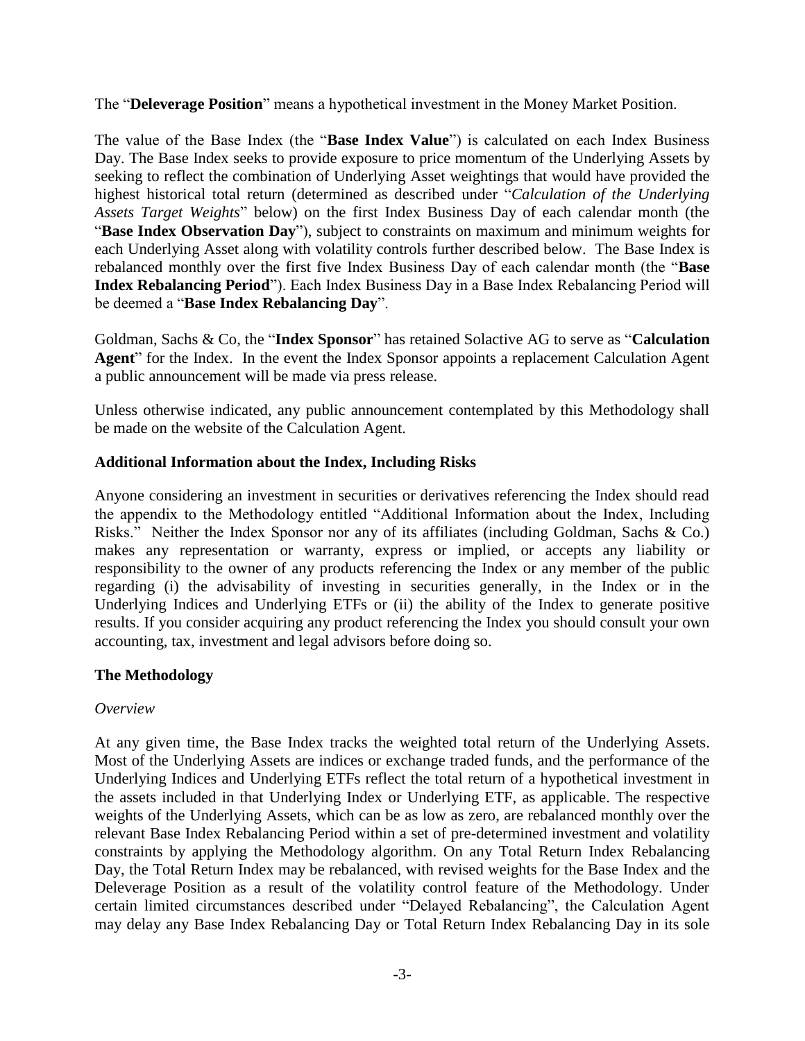The "**Deleverage Position**" means a hypothetical investment in the Money Market Position.

The value of the Base Index (the "**Base Index Value**") is calculated on each Index Business Day. The Base Index seeks to provide exposure to price momentum of the Underlying Assets by seeking to reflect the combination of Underlying Asset weightings that would have provided the highest historical total return (determined as described under "*Calculation of the Underlying Assets Target Weights*" below) on the first Index Business Day of each calendar month (the "**Base Index Observation Day**"), subject to constraints on maximum and minimum weights for each Underlying Asset along with volatility controls further described below. The Base Index is rebalanced monthly over the first five Index Business Day of each calendar month (the "**Base Index Rebalancing Period**"). Each Index Business Day in a Base Index Rebalancing Period will be deemed a "**Base Index Rebalancing Day**".

Goldman, Sachs & Co, the "**Index Sponsor**" has retained Solactive AG to serve as "**Calculation Agent**" for the Index. In the event the Index Sponsor appoints a replacement Calculation Agent a public announcement will be made via press release.

Unless otherwise indicated, any public announcement contemplated by this Methodology shall be made on the website of the Calculation Agent.

### Additional Information about the Index, Including Risks

Anyone considering an investment in securities or derivatives referencing the Index should read the appendix to the Methodology entitled "Additional Information about the Index, Including Risks." Neither the Index Sponsor nor any of its affiliates (including Goldman, Sachs & Co.) makes any representation or warranty, express or implied, or accepts any liability or responsibility to the owner of any products referencing the Index or any member of the public regarding (i) the advisability of investing in securities generally, in the Index or in the Underlying Indices and Underlying ETFs or (ii) the ability of the Index to generate positive results. If you consider acquiring any product referencing the Index you should consult your own accounting, tax, investment and legal advisors before doing so.

### The Methodology

*Overview*

At any given time, the Base Index tracks the weighted total return of the Underlying Assets. Most of the Underlying Assets are indices or exchange traded funds, and the performance of the Underlying Indices and Underlying ETFs reflect the total return of a hypothetical investment in the assets included in that Underlying Index or Underlying ETF, as applicable. The respective weights of the Underlying Assets, which can be as low as zero, are rebalanced monthly over the relevant Base Index Rebalancing Period within a set of pre-determined investment and volatility constraints by applying the Methodology algorithm. On any Total Return Index Rebalancing Day, the Total Return Index may be rebalanced, with revised weights for the Base Index and the Deleverage Position as a result of the volatility control feature of the Methodology. Under certain limited circumstances described under "Delayed Rebalancing", the Calculation Agent may delay any Base Index Rebalancing Day or Total Return Index Rebalancing Day in its sole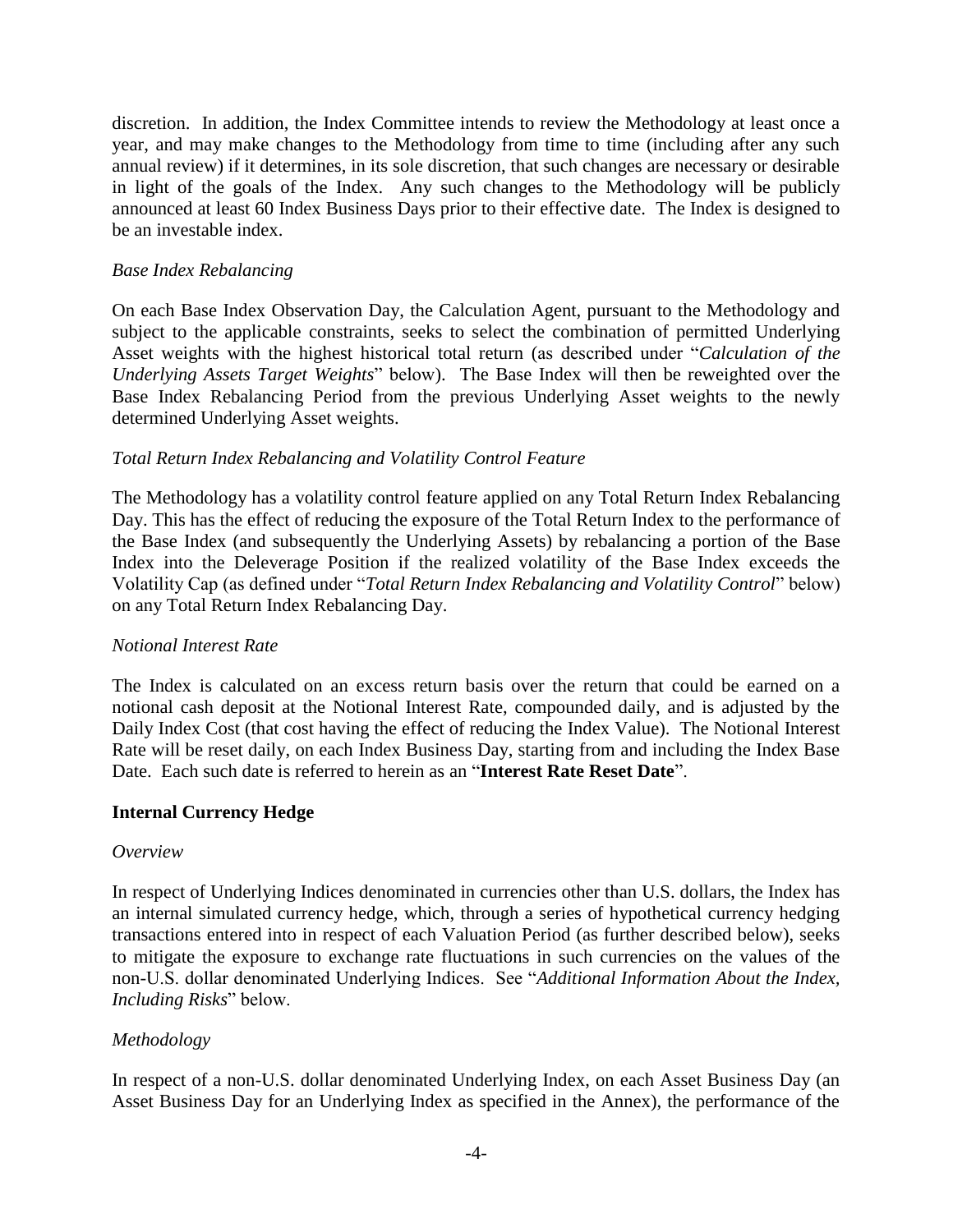discretion. In addition, the Index Committee intends to review the Methodology at least once a year, and may make changes to the Methodology from time to time (including after any such annual review) if it determines, in its sole discretion, that such changes are necessary or desirable in light of the goals of the Index. Any such changes to the Methodology will be publicly announced at least 60 Index Business Days prior to their effective date. The Index is designed to be an investable index.

*Base Index Rebalancing*

On each Base Index Observation Day, the Calculation Agent, pursuant to the Methodology and subject to the applicable constraints, seeks to select the combination of permitted Underlying Asset weights with the highest historical total return (as described under "*Calculation of the Underlying Assets Target Weights*" below). The Base Index will then be reweighted over the Base Index Rebalancing Period from the previous Underlying Asset weights to the newly determined Underlying Asset weights.

*Total Return Index Rebalancing and Volatility Control Feature*

The Methodology has a volatility control feature applied on any Total Return Index Rebalancing Day. This has the effect of reducing the exposure of the Total Return Index to the performance of the Base Index (and subsequently the Underlying Assets) by rebalancing a portion of the Base Index into the Deleverage Position if the realized volatility of the Base Index exceeds the Volatility Cap (as defined under "*Total Return Index Rebalancing and Volatility Control*" below) on any Total Return Index Rebalancing Day.

*Notional Interest Rate*

The Index is calculated on an excess return basis over the return that could be earned on a notional cash deposit at the Notional Interest Rate, compounded daily, and is adjusted by the Daily Index Cost (that cost having the effect of reducing the Index Value). The Notional Interest Rate will be reset daily, on each Index Business Day, starting from and including the Index Base Date. Each such date is referred to herein as an "**Interest Rate Reset Date**".

## Internal Currency Hedge

*Overview*

In respect of Underlying Indices denominated in currencies other than U.S. dollars, the Index has an internal simulated currency hedge, which, through a series of hypothetical currency hedging transactions entered into in respect of each Valuation Period (as further described below), seeks to mitigate the exposure to exchange rate fluctuations in such currencies on the values of the non-U.S. dollar denominated Underlying Indices. See "*Additional Information About the Index, Including Risks*" below.

*Methodology*

In respect of a non-U.S. dollar denominated Underlying Index, on each Asset Business Day (an Asset Business Day for an Underlying Index as specified in the Annex), the performance of the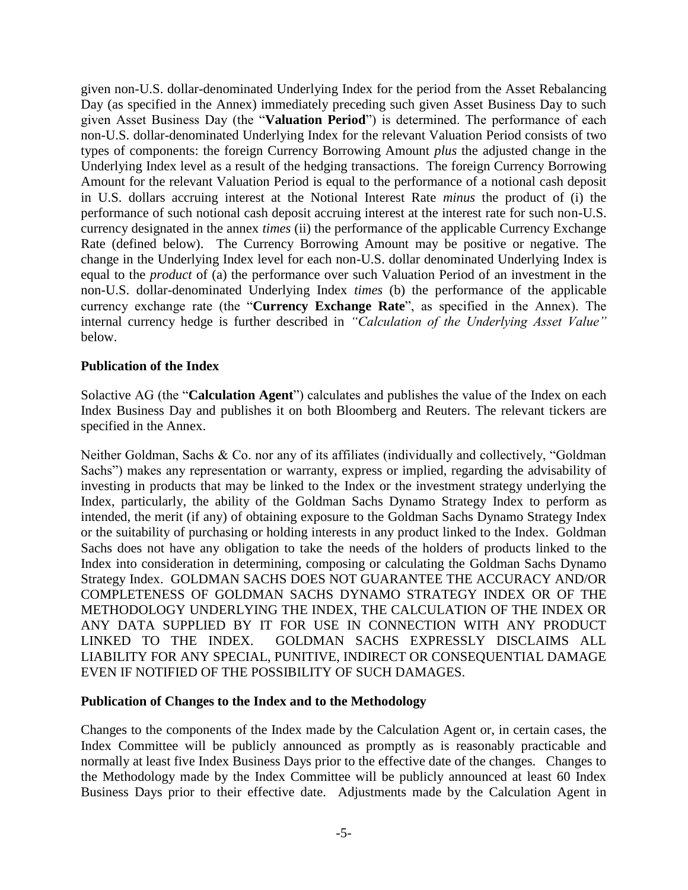given non-U.S. dollar-denominated Underlying Index for the period from the Asset Rebalancing Day (as specified in the Annex) immediately preceding such given Asset Business Day to such given Asset Business Day (the "**Valuation Period**") is determined. The performance of each non-U.S. dollar-denominated Underlying Index for the relevant Valuation Period consists of two types of components: the foreign Currency Borrowing Amount *plus* the adjusted change in the Underlying Index level as a result of the hedging transactions. The foreign Currency Borrowing Amount for the relevant Valuation Period is equal to the performance of a notional cash deposit in U.S. dollars accruing interest at the Notional Interest Rate *minus* the product of (i) the performance of such notional cash deposit accruing interest at the interest rate for such non-U.S. currency designated in the annex *times* (ii) the performance of the applicable Currency Exchange Rate (defined below). The Currency Borrowing Amount may be positive or negative. The change in the Underlying Index level for each non-U.S. dollar denominated Underlying Index is equal to the *product* of (a) the performance over such Valuation Period of an investment in the non-U.S. dollar-denominated Underlying Index *times* (b) the performance of the applicable currency exchange rate (the "**Currency Exchange Rate**", as specified in the Annex). The internal currency hedge is further described in *"Calculation of the Underlying Asset Value"* below.

**Publication of the Index**

Solactive AG (the "**Calculation Agent**") calculates and publishes the value of the Index on each Index Business Day and publishes it on both Bloomberg and Reuters. The relevant tickers are specified in the Annex.

Neither Goldman, Sachs & Co. nor any of its affiliates (individually and collectively, "Goldman Sachs") makes any representation or warranty, express or implied, regarding the advisability of investing in products that may be linked to the Index or the investment strategy underlying the Index, particularly, the ability of the Goldman Sachs Dynamo Strategy Index to perform as intended, the merit (if any) of obtaining exposure to the Goldman Sachs Dynamo Strategy Index or the suitability of purchasing or holding interests in any product linked to the Index. Goldman Sachs does not have any obligation to take the needs of the holders of products linked to the Index into consideration in determining, composing or calculating the Goldman Sachs Dynamo Strategy Index. GOLDMAN SACHS DOES NOT GUARANTEE THE ACCURACY AND/OR COMPLETENESS OF GOLDMAN SACHS DYNAMO STRATEGY INDEX OR OF THE METHODOLOGY UNDERLYING THE INDEX, THE CALCULATION OF THE INDEX OR ANY DATA SUPPLIED BY IT FOR USE IN CONNECTION WITH ANY PRODUCT LINKED TO THE INDEX. GOLDMAN SACHS EXPRESSLY DISCLAIMS ALL LIABILITY FOR ANY SPECIAL, PUNITIVE, INDIRECT OR CONSEQUENTIAL DAMAGE EVEN IF NOTIFIED OF THE POSSIBILITY OF SUCH DAMAGES.

**Publication of Changes to the Index and to the Methodology**

Changes to the components of the Index made by the Calculation Agent or, in certain cases, the Index Committee will be publicly announced as promptly as is reasonably practicable and normally at least five Index Business Days prior to the effective date of the changes. Changes to the Methodology made by the Index Committee will be publicly announced at least 60 Index Business Days prior to their effective date. Adjustments made by the Calculation Agent in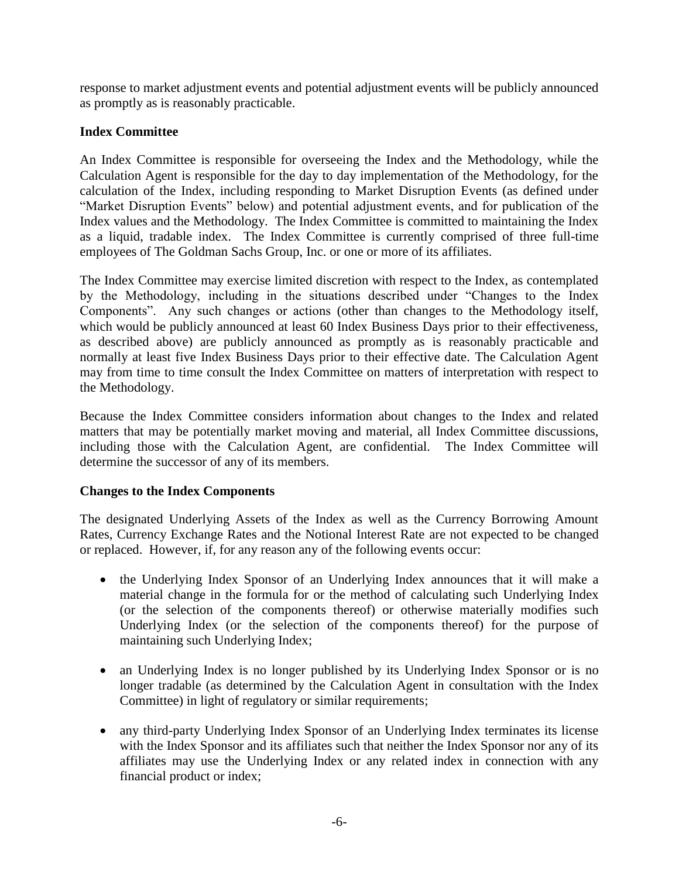response to market adjustment events and potential adjustment events will be publicly announced as promptly as is reasonably practicable.

**Index Committee**

An Index Committee is responsible for overseeing the Index and the Methodology, while the Calculation Agent is responsible for the day to day implementation of the Methodology, for the calculation of the Index, including responding to Market Disruption Events (as defined under "Market Disruption Events" below) and potential adjustment events, and for publication of the Index values and the Methodology. The Index Committee is committed to maintaining the Index as a liquid, tradable index. The Index Committee is currently comprised of three full-time employees of The Goldman Sachs Group, Inc. or one or more of its affiliates.

The Index Committee may exercise limited discretion with respect to the Index, as contemplated by the Methodology, including in the situations described under "Changes to the Index Components". Any such changes or actions (other than changes to the Methodology itself, which would be publicly announced at least 60 Index Business Days prior to their effectiveness, as described above) are publicly announced as promptly as is reasonably practicable and normally at least five Index Business Days prior to their effective date. The Calculation Agent may from time to time consult the Index Committee on matters of interpretation with respect to the Methodology.

Because the Index Committee considers information about changes to the Index and related matters that may be potentially market moving and material, all Index Committee discussions, including those with the Calculation Agent, are confidential. The Index Committee will determine the successor of any of its members.

**Changes to the Index Components**

The designated Underlying Assets of the Index as well as the Currency Borrowing Amount Rates, Currency Exchange Rates and the Notional Interest Rate are not expected to be changed or replaced. However, if, for any reason any of the following events occur:

- the Underlying Index Sponsor of an Underlying Index announces that it will make a material change in the formula for or the method of calculating such Underlying Index (or the selection of the components thereof) or otherwise materially modifies such Underlying Index (or the selection of the components thereof) for the purpose of maintaining such Underlying Index;
- an Underlying Index is no longer published by its Underlying Index Sponsor or is no longer tradable (as determined by the Calculation Agent in consultation with the Index Committee) in light of regulatory or similar requirements;
- any third-party Underlying Index Sponsor of an Underlying Index terminates its license with the Index Sponsor and its affiliates such that neither the Index Sponsor nor any of its affiliates may use the Underlying Index or any related index in connection with any financial product or index;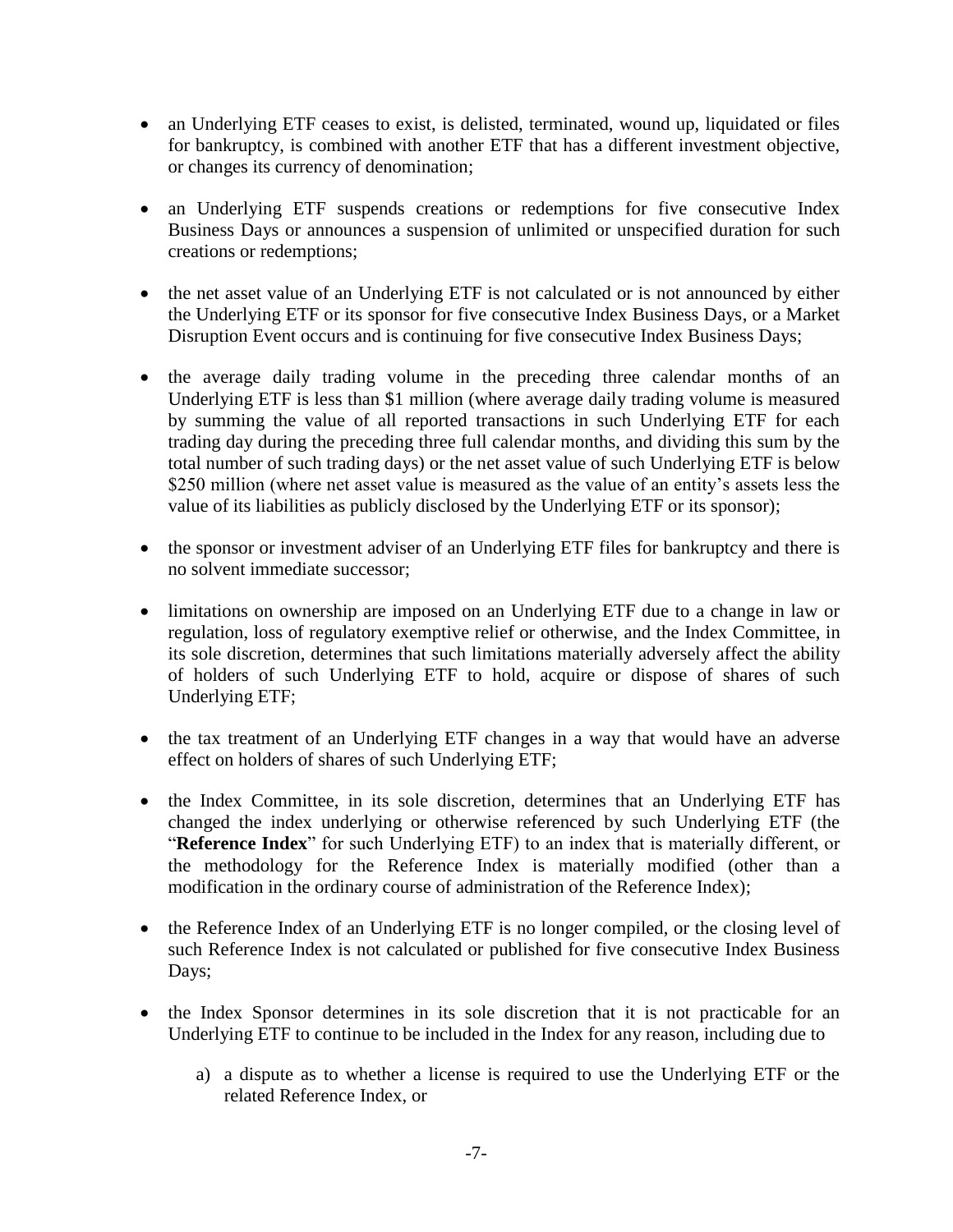- an Underlying ETF ceases to exist, is delisted, terminated, wound up, liquidated or files for bankruptcy, is combined with another ETF that has a different investment objective, or changes its currency of denomination;

- an Underlying ETF suspends creations or redemptions for five consecutive Index Business Days or announces a suspension of unlimited or unspecified duration for such creations or redemptions;

- the net asset value of an Underlying ETF is not calculated or is not announced by either the Underlying ETF or its sponsor for five consecutive Index Business Days, or a Market Disruption Event occurs and is continuing for five consecutive Index Business Days;

- the average daily trading volume in the preceding three calendar months of an Underlying ETF is less than $1 million (where average daily trading volume is measured by summing the value of all reported transactions in such Underlying ETF for each trading day during the preceding three full calendar months, and dividing this sum by the total number of such trading days) or the net asset value of such Underlying ETF is below $250 million (where net asset value is measured as the value of an entity's assets less the value of its liabilities as publicly disclosed by the Underlying ETF or its sponsor);

- the sponsor or investment adviser of an Underlying ETF files for bankruptcy and there is no solvent immediate successor;

- limitations on ownership are imposed on an Underlying ETF due to a change in law or regulation, loss of regulatory exemptive relief or otherwise, and the Index Committee, in its sole discretion, determines that such limitations materially adversely affect the ability of holders of such Underlying ETF to hold, acquire or dispose of shares of such Underlying ETF;

- the tax treatment of an Underlying ETF changes in a way that would have an adverse effect on holders of shares of such Underlying ETF;

- the Index Committee, in its sole discretion, determines that an Underlying ETF has changed the index underlying or otherwise referenced by such Underlying ETF (the "**Reference Index**" for such Underlying ETF) to an index that is materially different, or the methodology for the Reference Index is materially modified (other than a modification in the ordinary course of administration of the Reference Index);

- the Reference Index of an Underlying ETF is no longer compiled, or the closing level of such Reference Index is not calculated or published for five consecutive Index Business Days;

- the Index Sponsor determines in its sole discretion that it is not practicable for an Underlying ETF to continue to be included in the Index for any reason, including due to

  a) a dispute as to whether a license is required to use the Underlying ETF or the related Reference Index, or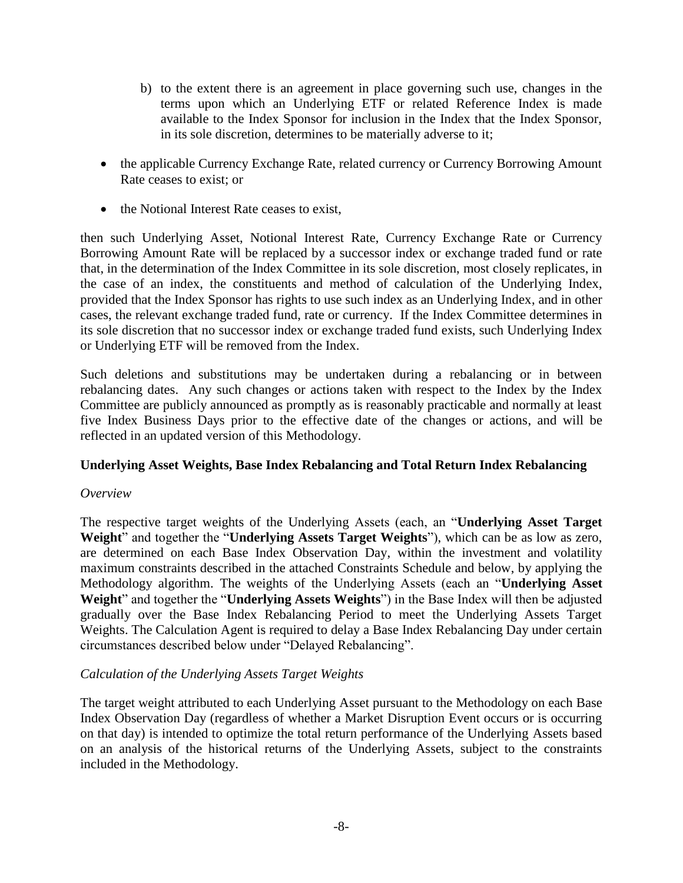b) to the extent there is an agreement in place governing such use, changes in the terms upon which an Underlying ETF or related Reference Index is made available to the Index Sponsor for inclusion in the Index that the Index Sponsor, in its sole discretion, determines to be materially adverse to it;

- the applicable Currency Exchange Rate, related currency or Currency Borrowing Amount Rate ceases to exist; or
- the Notional Interest Rate ceases to exist,

then such Underlying Asset, Notional Interest Rate, Currency Exchange Rate or Currency Borrowing Amount Rate will be replaced by a successor index or exchange traded fund or rate that, in the determination of the Index Committee in its sole discretion, most closely replicates, in the case of an index, the constituents and method of calculation of the Underlying Index, provided that the Index Sponsor has rights to use such index as an Underlying Index, and in other cases, the relevant exchange traded fund, rate or currency. If the Index Committee determines in its sole discretion that no successor index or exchange traded fund exists, such Underlying Index or Underlying ETF will be removed from the Index.

Such deletions and substitutions may be undertaken during a rebalancing or in between rebalancing dates. Any such changes or actions taken with respect to the Index by the Index Committee are publicly announced as promptly as is reasonably practicable and normally at least five Index Business Days prior to the effective date of the changes or actions, and will be reflected in an updated version of this Methodology.

**Underlying Asset Weights, Base Index Rebalancing and Total Return Index Rebalancing**

*Overview*

The respective target weights of the Underlying Assets (each, an "**Underlying Asset Target Weight**" and together the "**Underlying Assets Target Weights**"), which can be as low as zero, are determined on each Base Index Observation Day, within the investment and volatility maximum constraints described in the attached Constraints Schedule and below, by applying the Methodology algorithm. The weights of the Underlying Assets (each an "**Underlying Asset Weight**" and together the "**Underlying Assets Weights**") in the Base Index will then be adjusted gradually over the Base Index Rebalancing Period to meet the Underlying Assets Target Weights. The Calculation Agent is required to delay a Base Index Rebalancing Day under certain circumstances described below under "Delayed Rebalancing".

*Calculation of the Underlying Assets Target Weights*

The target weight attributed to each Underlying Asset pursuant to the Methodology on each Base Index Observation Day (regardless of whether a Market Disruption Event occurs or is occurring on that day) is intended to optimize the total return performance of the Underlying Assets based on an analysis of the historical returns of the Underlying Assets, subject to the constraints included in the Methodology.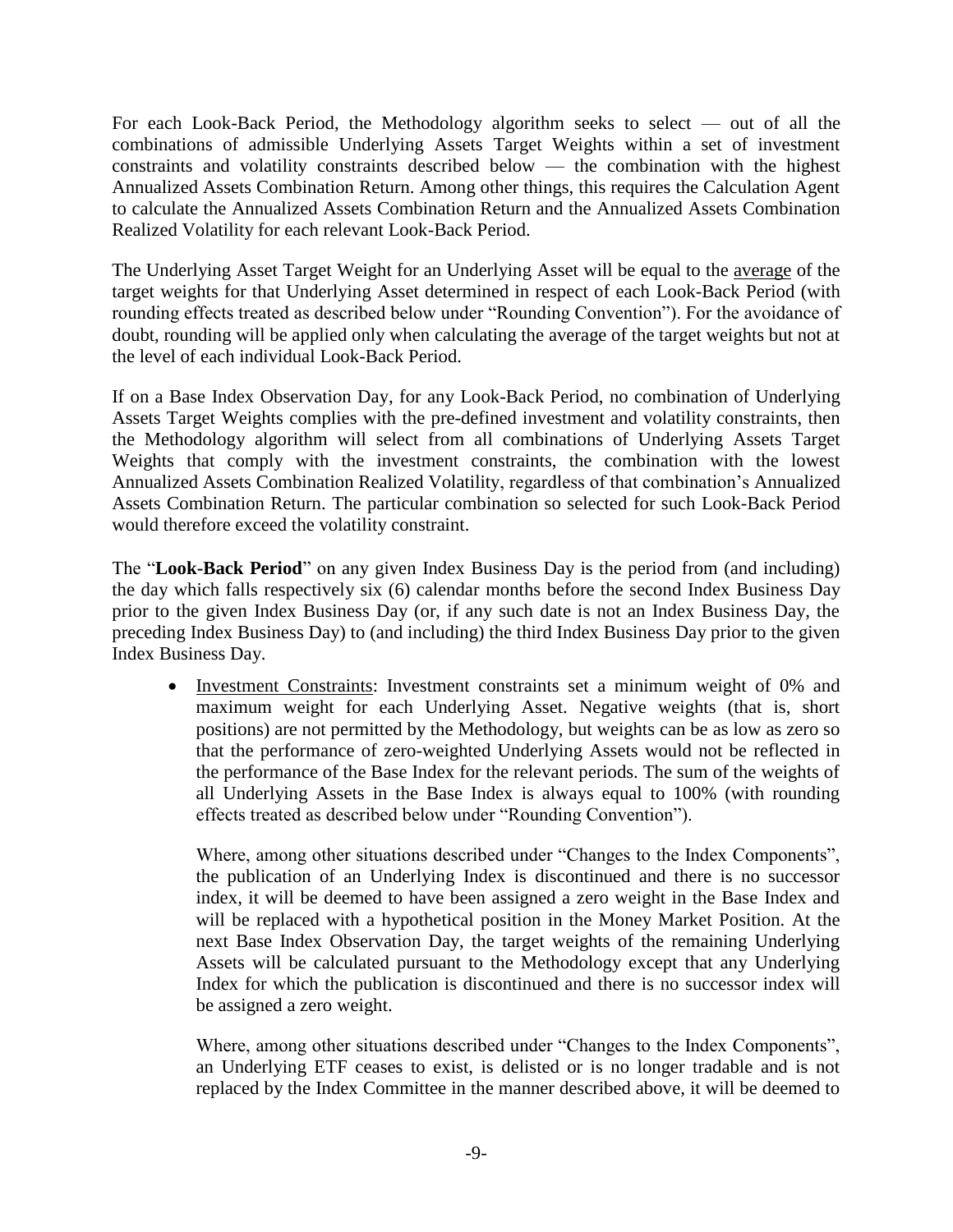For each Look-Back Period, the Methodology algorithm seeks to select — out of all the combinations of admissible Underlying Assets Target Weights within a set of investment constraints and volatility constraints described below — the combination with the highest Annualized Assets Combination Return. Among other things, this requires the Calculation Agent to calculate the Annualized Assets Combination Return and the Annualized Assets Combination Realized Volatility for each relevant Look-Back Period.

The Underlying Asset Target Weight for an Underlying Asset will be equal to the average of the target weights for that Underlying Asset determined in respect of each Look-Back Period (with rounding effects treated as described below under "Rounding Convention"). For the avoidance of doubt, rounding will be applied only when calculating the average of the target weights but not at the level of each individual Look-Back Period.

If on a Base Index Observation Day, for any Look-Back Period, no combination of Underlying Assets Target Weights complies with the pre-defined investment and volatility constraints, then the Methodology algorithm will select from all combinations of Underlying Assets Target Weights that comply with the investment constraints, the combination with the lowest Annualized Assets Combination Realized Volatility, regardless of that combination's Annualized Assets Combination Return. The particular combination so selected for such Look-Back Period would therefore exceed the volatility constraint.

The "**Look-Back Period**" on any given Index Business Day is the period from (and including) the day which falls respectively six (6) calendar months before the second Index Business Day prior to the given Index Business Day (or, if any such date is not an Index Business Day, the preceding Index Business Day) to (and including) the third Index Business Day prior to the given Index Business Day.

- Investment Constraints: Investment constraints set a minimum weight of 0% and maximum weight for each Underlying Asset. Negative weights (that is, short positions) are not permitted by the Methodology, but weights can be as low as zero so that the performance of zero-weighted Underlying Assets would not be reflected in the performance of the Base Index for the relevant periods. The sum of the weights of all Underlying Assets in the Base Index is always equal to 100% (with rounding effects treated as described below under "Rounding Convention").

  Where, among other situations described under "Changes to the Index Components", the publication of an Underlying Index is discontinued and there is no successor index, it will be deemed to have been assigned a zero weight in the Base Index and will be replaced with a hypothetical position in the Money Market Position. At the next Base Index Observation Day, the target weights of the remaining Underlying Assets will be calculated pursuant to the Methodology except that any Underlying Index for which the publication is discontinued and there is no successor index will be assigned a zero weight.

  Where, among other situations described under "Changes to the Index Components", an Underlying ETF ceases to exist, is delisted or is no longer tradable and is not replaced by the Index Committee in the manner described above, it will be deemed to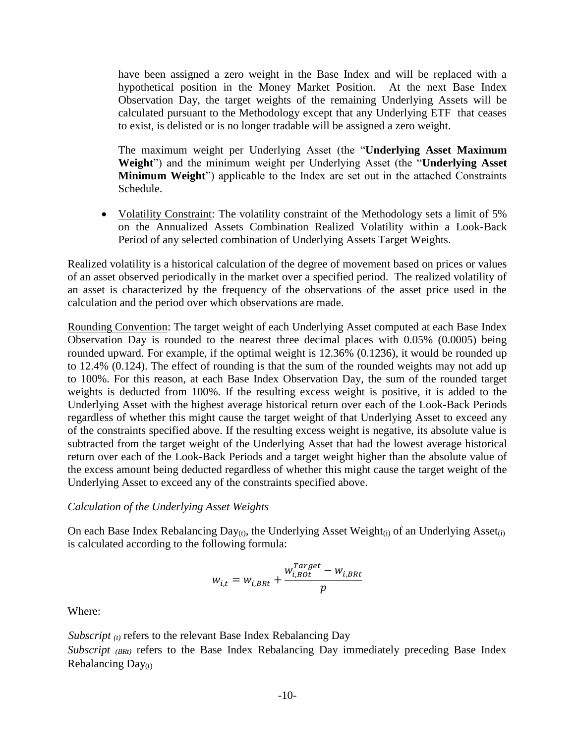have been assigned a zero weight in the Base Index and will be replaced with a hypothetical position in the Money Market Position. At the next Base Index Observation Day, the target weights of the remaining Underlying Assets will be calculated pursuant to the Methodology except that any Underlying ETF that ceases to exist, is delisted or is no longer tradable will be assigned a zero weight.

The maximum weight per Underlying Asset (the "**Underlying Asset Maximum Weight**") and the minimum weight per Underlying Asset (the "**Underlying Asset Minimum Weight**") applicable to the Index are set out in the attached Constraints Schedule.

- Volatility Constraint: The volatility constraint of the Methodology sets a limit of 5% on the Annualized Assets Combination Realized Volatility within a Look-Back Period of any selected combination of Underlying Assets Target Weights.

Realized volatility is a historical calculation of the degree of movement based on prices or values of an asset observed periodically in the market over a specified period. The realized volatility of an asset is characterized by the frequency of the observations of the asset price used in the calculation and the period over which observations are made.

Rounding Convention: The target weight of each Underlying Asset computed at each Base Index Observation Day is rounded to the nearest three decimal places with 0.05% (0.0005) being rounded upward. For example, if the optimal weight is 12.36% (0.1236), it would be rounded up to 12.4% (0.124). The effect of rounding is that the sum of the rounded weights may not add up to 100%. For this reason, at each Base Index Observation Day, the sum of the rounded target weights is deducted from 100%. If the resulting excess weight is positive, it is added to the Underlying Asset with the highest average historical return over each of the Look-Back Periods regardless of whether this might cause the target weight of that Underlying Asset to exceed any of the constraints specified above. If the resulting excess weight is negative, its absolute value is subtracted from the target weight of the Underlying Asset that had the lowest average historical return over each of the Look-Back Periods and a target weight higher than the absolute value of the excess amount being deducted regardless of whether this might cause the target weight of the Underlying Asset to exceed any of the constraints specified above.

*Calculation of the Underlying Asset Weights*

On each Base Index Rebalancing $\text{Day}_{(t)}$, the Underlying Asset $\text{Weight}_{(i)}$ of an Underlying $\text{Asset}_{(i)}$ is calculated according to the following formula:

$$w_{i,t} = w_{i,BRt} + \frac{w_{i,BOt}^{Target} - w_{i,BRt}}{p}$$

Where:

*Subscript* $_{(t)}$ refers to the relevant Base Index Rebalancing Day

*Subscript* $_{(BRt)}$ refers to the Base Index Rebalancing Day immediately preceding Base Index Rebalancing $\text{Day}_{(t)}$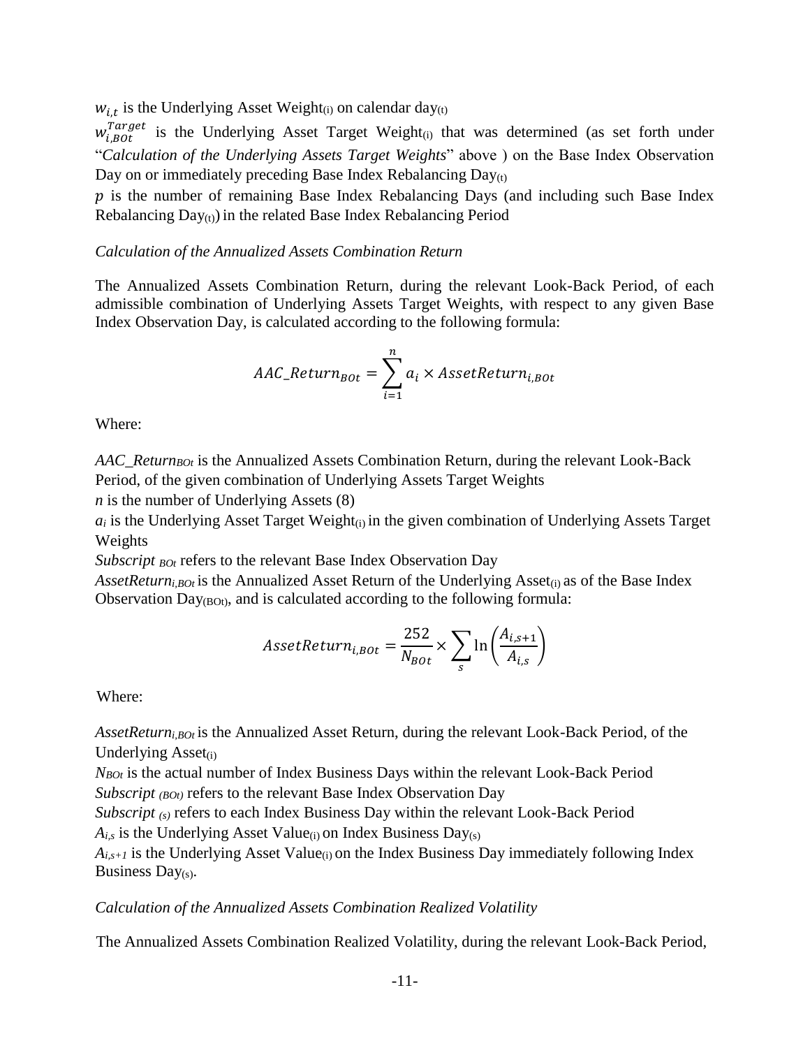$w_{i,t}$ is the Underlying Asset Weight$_{(i)}$ on calendar day$_{(t)}$

$w_{i,BOt}^{Target}$ is the Underlying Asset Target Weight$_{(i)}$ that was determined (as set forth under "*Calculation of the Underlying Assets Target Weights*" above ) on the Base Index Observation Day on or immediately preceding Base Index Rebalancing Day$_{(t)}$

$p$ is the number of remaining Base Index Rebalancing Days (and including such Base Index Rebalancing Day$_{(t)}$) in the related Base Index Rebalancing Period

*Calculation of the Annualized Assets Combination Return*

The Annualized Assets Combination Return, during the relevant Look-Back Period, of each admissible combination of Underlying Assets Target Weights, with respect to any given Base Index Observation Day, is calculated according to the following formula:

$$AAC\_Return_{BOt} = \sum_{i=1}^{n} a_i \times AssetReturn_{i,BOt}$$

Where:

$AAC\_Return_{BOt}$ is the Annualized Assets Combination Return, during the relevant Look-Back Period, of the given combination of Underlying Assets Target Weights

$n$ is the number of Underlying Assets (8)

$a_i$ is the Underlying Asset Target Weight$_{(i)}$ in the given combination of Underlying Assets Target Weights

*Subscript* $_{BOt}$ refers to the relevant Base Index Observation Day

$AssetReturn_{i,BOt}$ is the Annualized Asset Return of the Underlying Asset$_{(i)}$ as of the Base Index Observation Day$_{(BOt)}$, and is calculated according to the following formula:

$$AssetReturn_{i,BOt} = \frac{252}{N_{BOt}} \times \sum_{s} \ln\left(\frac{A_{i,s+1}}{A_{i,s}}\right)$$

Where:

$AssetReturn_{i,BOt}$ is the Annualized Asset Return, during the relevant Look-Back Period, of the Underlying Asset$_{(i)}$

$N_{BOt}$ is the actual number of Index Business Days within the relevant Look-Back Period

*Subscript* $_{(BOt)}$ refers to the relevant Base Index Observation Day

*Subscript* $_{(s)}$ refers to each Index Business Day within the relevant Look-Back Period

$A_{i,s}$ is the Underlying Asset Value$_{(i)}$ on Index Business Day$_{(s)}$

$A_{i,s+1}$ is the Underlying Asset Value$_{(i)}$ on the Index Business Day immediately following Index Business Day$_{(s)}$.

*Calculation of the Annualized Assets Combination Realized Volatility*

The Annualized Assets Combination Realized Volatility, during the relevant Look-Back Period,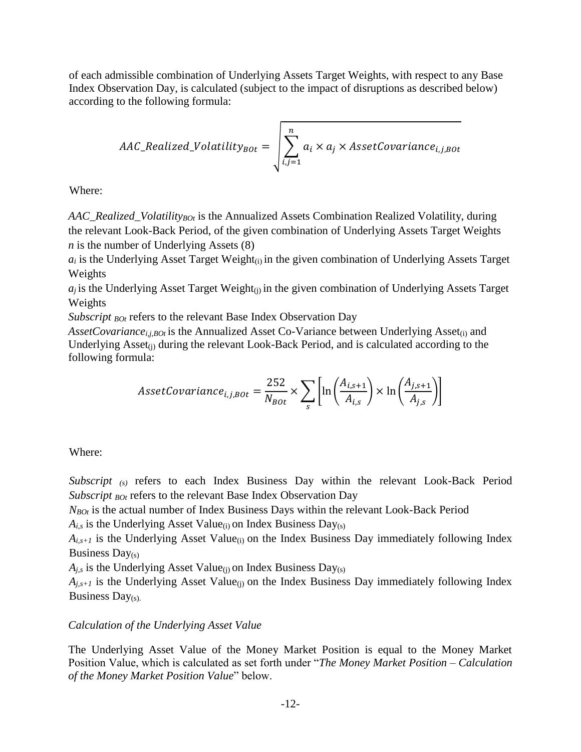of each admissible combination of Underlying Assets Target Weights, with respect to any Base Index Observation Day, is calculated (subject to the impact of disruptions as described below) according to the following formula:

$$AAC\_Realized\_Volatility_{BOt} = \sqrt{\sum_{i,j=1}^{n} a_i \times a_j \times AssetCovariance_{i,j,BOt}}$$

Where:

$AAC\_Realized\_Volatility_{BOt}$ is the Annualized Assets Combination Realized Volatility, during the relevant Look-Back Period, of the given combination of Underlying Assets Target Weights

$n$ is the number of Underlying Assets (8)

$a_i$ is the Underlying Asset Target Weight$_{(i)}$ in the given combination of Underlying Assets Target Weights

$a_j$ is the Underlying Asset Target Weight$_{(j)}$ in the given combination of Underlying Assets Target Weights

*Subscript* $_{BOt}$ refers to the relevant Base Index Observation Day

$AssetCovariance_{i,j,BOt}$ is the Annualized Asset Co-Variance between Underlying Asset$_{(i)}$ and Underlying Asset$_{(j)}$ during the relevant Look-Back Period, and is calculated according to the following formula:

$$AssetCovariance_{i,j,BOt} = \frac{252}{N_{BOt}} \times \sum_{s} \left[ \ln\left(\frac{A_{i,s+1}}{A_{i,s}}\right) \times \ln\left(\frac{A_{j,s+1}}{A_{j,s}}\right) \right]$$

Where:

*Subscript* $_{(s)}$ refers to each Index Business Day within the relevant Look-Back Period

*Subscript* $_{BOt}$ refers to the relevant Base Index Observation Day

$N_{BOt}$ is the actual number of Index Business Days within the relevant Look-Back Period

$A_{i,s}$ is the Underlying Asset Value$_{(i)}$ on Index Business Day$_{(s)}$

$A_{i,s+1}$ is the Underlying Asset Value$_{(i)}$ on the Index Business Day immediately following Index Business Day$_{(s)}$

$A_{j,s}$ is the Underlying Asset Value$_{(j)}$ on Index Business Day$_{(s)}$

$A_{j,s+1}$ is the Underlying Asset Value$_{(j)}$ on the Index Business Day immediately following Index Business Day$_{(s)}$.

*Calculation of the Underlying Asset Value*

The Underlying Asset Value of the Money Market Position is equal to the Money Market Position Value, which is calculated as set forth under "*The Money Market Position – Calculation of the Money Market Position Value*" below.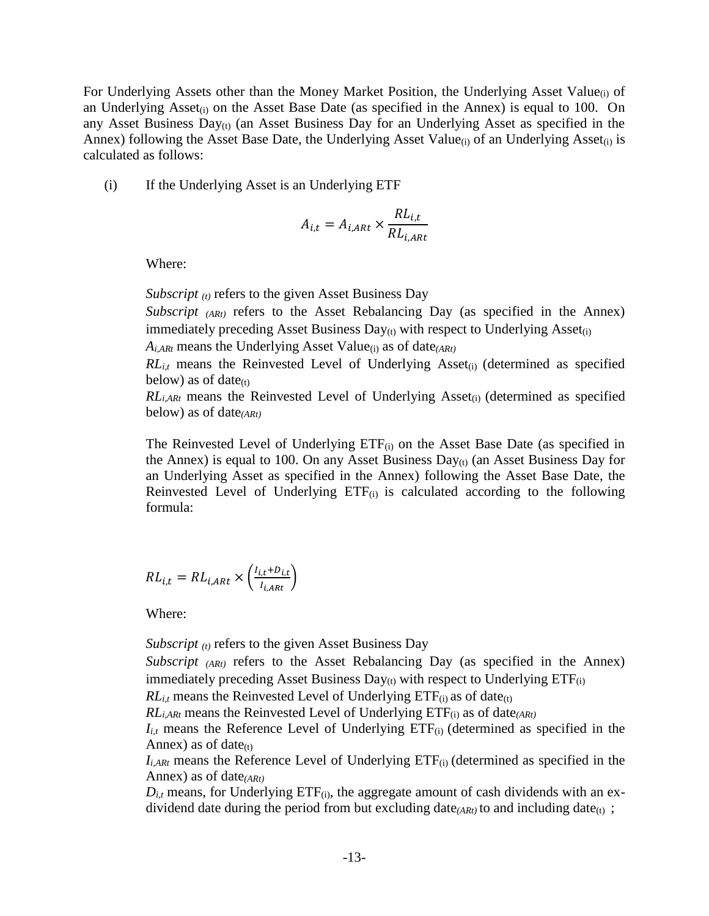For Underlying Assets other than the Money Market Position, the Underlying Asset Value$_{(i)}$ of an Underlying Asset$_{(i)}$ on the Asset Base Date (as specified in the Annex) is equal to 100. On any Asset Business Day$_{(t)}$ (an Asset Business Day for an Underlying Asset as specified in the Annex) following the Asset Base Date, the Underlying Asset Value$_{(i)}$ of an Underlying Asset$_{(i)}$ is calculated as follows:

(i) If the Underlying Asset is an Underlying ETF

$$A_{i,t} = A_{i,ARt} \times \frac{RL_{i,t}}{RL_{i,ARt}}$$

Where:

*Subscript* $_{(t)}$ refers to the given Asset Business Day

*Subscript* $_{(ARt)}$ refers to the Asset Rebalancing Day (as specified in the Annex) immediately preceding Asset Business Day$_{(t)}$ with respect to Underlying Asset$_{(i)}$

$A_{i,ARt}$ means the Underlying Asset Value$_{(i)}$ as of date$_{(ARt)}$

$RL_{i,t}$ means the Reinvested Level of Underlying Asset$_{(i)}$ (determined as specified below) as of date$_{(t)}$

$RL_{i,ARt}$ means the Reinvested Level of Underlying Asset$_{(i)}$ (determined as specified below) as of date$_{(ARt)}$

The Reinvested Level of Underlying ETF$_{(i)}$ on the Asset Base Date (as specified in the Annex) is equal to 100. On any Asset Business Day$_{(t)}$ (an Asset Business Day for an Underlying Asset as specified in the Annex) following the Asset Base Date, the Reinvested Level of Underlying ETF$_{(i)}$ is calculated according to the following formula:

$$RL_{i,t} = RL_{i,ARt} \times \left(\frac{I_{i,t}+D_{i,t}}{I_{i,ARt}}\right)$$

Where:

*Subscript* $_{(t)}$ refers to the given Asset Business Day

*Subscript* $_{(ARt)}$ refers to the Asset Rebalancing Day (as specified in the Annex) immediately preceding Asset Business Day$_{(t)}$ with respect to Underlying ETF$_{(i)}$

$RL_{i,t}$ means the Reinvested Level of Underlying ETF$_{(i)}$ as of date$_{(t)}$

$RL_{i,ARt}$ means the Reinvested Level of Underlying ETF$_{(i)}$ as of date$_{(ARt)}$

$I_{i,t}$ means the Reference Level of Underlying ETF$_{(i)}$ (determined as specified in the Annex) as of date$_{(t)}$

$I_{i,ARt}$ means the Reference Level of Underlying ETF$_{(i)}$ (determined as specified in the Annex) as of date$_{(ARt)}$

$D_{i,t}$ means, for Underlying ETF$_{(i)}$, the aggregate amount of cash dividends with an ex-dividend date during the period from but excluding date$_{(ARt)}$ to and including date$_{(t)}$ ;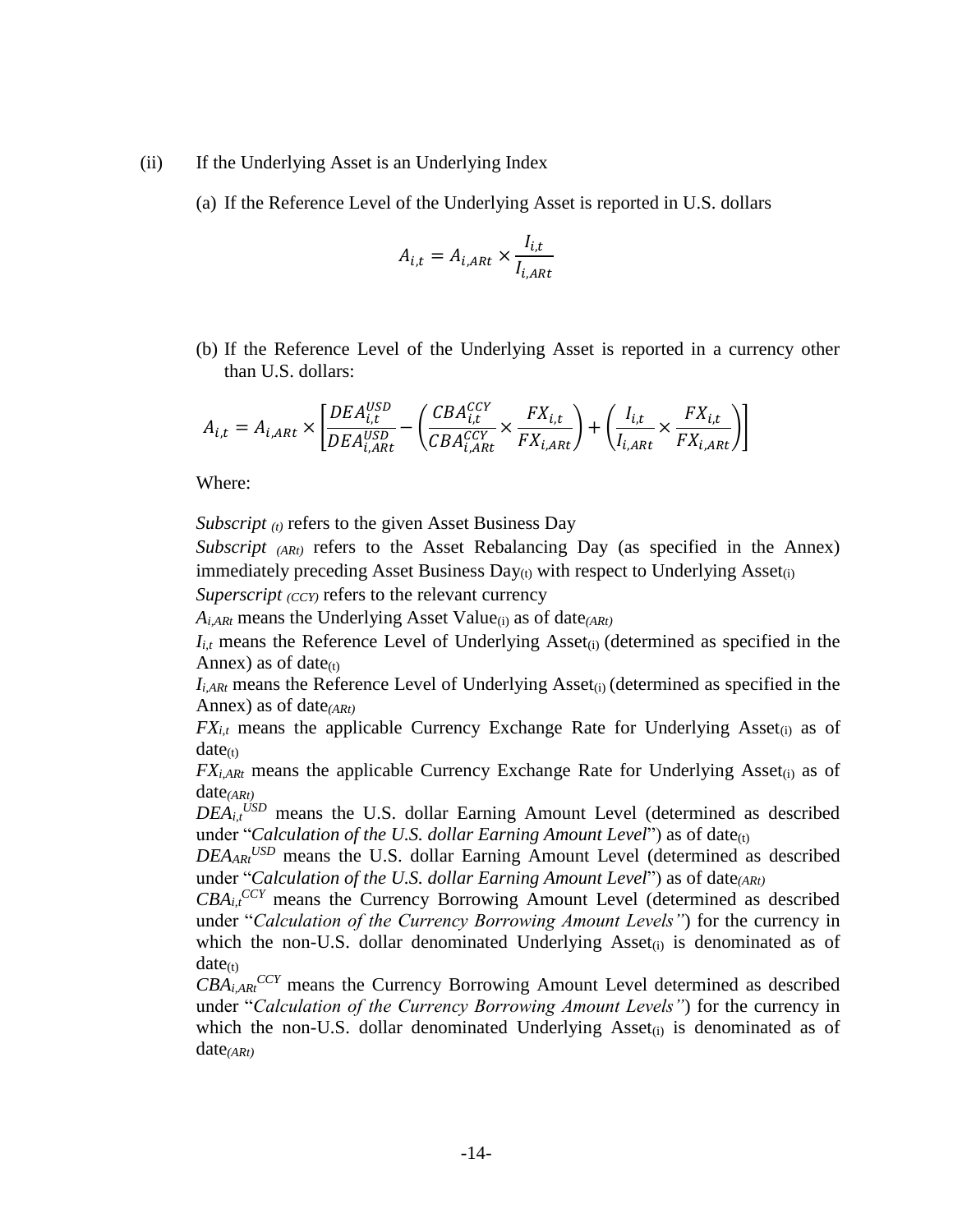(ii) If the Underlying Asset is an Underlying Index

(a) If the Reference Level of the Underlying Asset is reported in U.S. dollars

$$A_{i,t} = A_{i,ARt} \times \frac{I_{i,t}}{I_{i,ARt}}$$

(b) If the Reference Level of the Underlying Asset is reported in a currency other than U.S. dollars:

$$A_{i,t} = A_{i,ARt} \times \left[ \frac{DEA_{i,t}^{USD}}{DEA_{i,ARt}^{USD}} - \left( \frac{CBA_{i,t}^{CCY}}{CBA_{i,ARt}^{CCY}} \times \frac{FX_{i,t}}{FX_{i,ARt}} \right) + \left( \frac{I_{i,t}}{I_{i,ARt}} \times \frac{FX_{i,t}}{FX_{i,ARt}} \right) \right]$$

Where:

*Subscript* $_{(t)}$ refers to the given Asset Business Day

*Subscript* $_{(ARt)}$ refers to the Asset Rebalancing Day (as specified in the Annex) immediately preceding Asset Business Day$_{(t)}$ with respect to Underlying Asset$_{(i)}$

*Superscript* $_{(CCY)}$ refers to the relevant currency

$A_{i,ARt}$ means the Underlying Asset Value$_{(i)}$ as of date$_{(ARt)}$

$I_{i,t}$ means the Reference Level of Underlying Asset$_{(i)}$ (determined as specified in the Annex) as of date$_{(t)}$

$I_{i,ARt}$ means the Reference Level of Underlying Asset$_{(i)}$ (determined as specified in the Annex) as of date$_{(ARt)}$

$FX_{i,t}$ means the applicable Currency Exchange Rate for Underlying Asset$_{(i)}$ as of date$_{(t)}$

$FX_{i,ARt}$ means the applicable Currency Exchange Rate for Underlying Asset$_{(i)}$ as of date$_{(ARt)}$

$DEA_{i,t}^{USD}$ means the U.S. dollar Earning Amount Level (determined as described under "*Calculation of the U.S. dollar Earning Amount Level*") as of date$_{(t)}$

$DEA_{ARt}^{USD}$ means the U.S. dollar Earning Amount Level (determined as described under "*Calculation of the U.S. dollar Earning Amount Level*") as of date$_{(ARt)}$

$CBA_{i,t}^{CCY}$ means the Currency Borrowing Amount Level (determined as described under "*Calculation of the Currency Borrowing Amount Levels"*) for the currency in which the non-U.S. dollar denominated Underlying Asset$_{(i)}$ is denominated as of date$_{(t)}$

$CBA_{i,ARt}^{CCY}$ means the Currency Borrowing Amount Level determined as described under "*Calculation of the Currency Borrowing Amount Levels"*) for the currency in which the non-U.S. dollar denominated Underlying Asset$_{(i)}$ is denominated as of date$_{(ARt)}$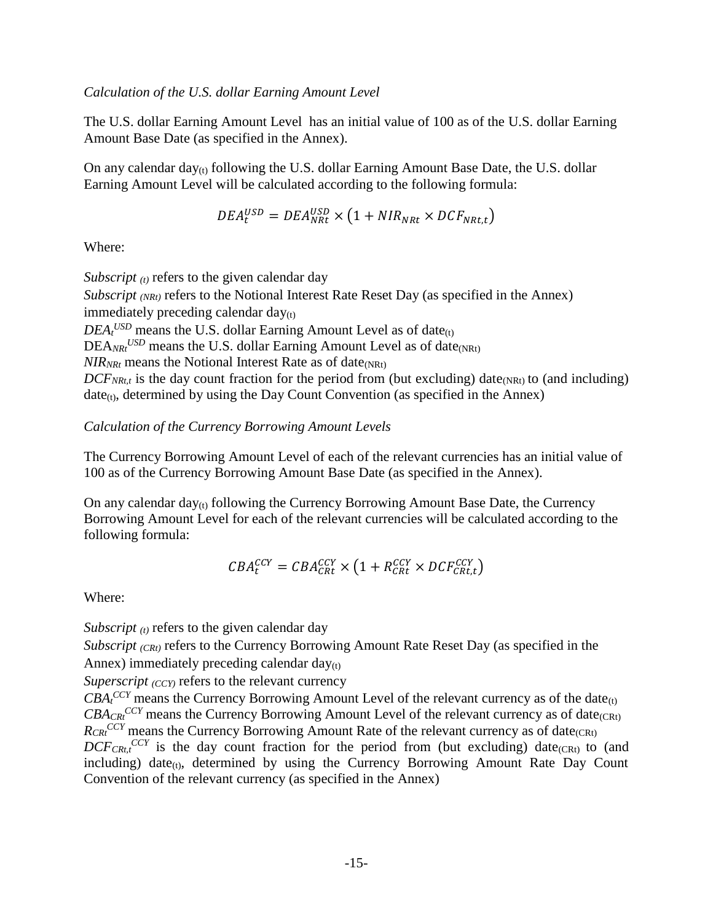*Calculation of the U.S. dollar Earning Amount Level*

The U.S. dollar Earning Amount Level has an initial value of 100 as of the U.S. dollar Earning Amount Base Date (as specified in the Annex).

On any calendar day$_{(t)}$ following the U.S. dollar Earning Amount Base Date, the U.S. dollar Earning Amount Level will be calculated according to the following formula:

$$DEA_t^{USD} = DEA_{NRt}^{USD} \times \left(1 + NIR_{NRt} \times DCF_{NRt,t}\right)$$

Where:

*Subscript* $_{(t)}$ refers to the given calendar day
*Subscript* $_{(NRt)}$ refers to the Notional Interest Rate Reset Day (as specified in the Annex) immediately preceding calendar day$_{(t)}$
$DEA_t^{USD}$ means the U.S. dollar Earning Amount Level as of date$_{(t)}$
$DEA_{NRt}^{USD}$ means the U.S. dollar Earning Amount Level as of date$_{(NRt)}$
$NIR_{NRt}$ means the Notional Interest Rate as of date$_{(NRt)}$
$DCF_{NRt,t}$ is the day count fraction for the period from (but excluding) date$_{(NRt)}$ to (and including) date$_{(t)}$, determined by using the Day Count Convention (as specified in the Annex)

*Calculation of the Currency Borrowing Amount Levels*

The Currency Borrowing Amount Level of each of the relevant currencies has an initial value of 100 as of the Currency Borrowing Amount Base Date (as specified in the Annex).

On any calendar day$_{(t)}$ following the Currency Borrowing Amount Base Date, the Currency Borrowing Amount Level for each of the relevant currencies will be calculated according to the following formula:

$$CBA_t^{CCY} = CBA_{CRt}^{CCY} \times \left(1 + R_{CRt}^{CCY} \times DCF_{CRt,t}^{CCY}\right)$$

Where:

*Subscript* $_{(t)}$ refers to the given calendar day
*Subscript* $_{(CRt)}$ refers to the Currency Borrowing Amount Rate Reset Day (as specified in the Annex) immediately preceding calendar day$_{(t)}$
*Superscript* $_{(CCY)}$ refers to the relevant currency
$CBA_t^{CCY}$ means the Currency Borrowing Amount Level of the relevant currency as of the date$_{(t)}$
$CBA_{CRt}^{CCY}$ means the Currency Borrowing Amount Level of the relevant currency as of date$_{(CRt)}$
$R_{CRt}^{CCY}$ means the Currency Borrowing Amount Rate of the relevant currency as of date$_{(CRt)}$
$DCF_{CRt,t}^{CCY}$ is the day count fraction for the period from (but excluding) date$_{(CRt)}$ to (and including) date$_{(t)}$, determined by using the Currency Borrowing Amount Rate Day Count Convention of the relevant currency (as specified in the Annex)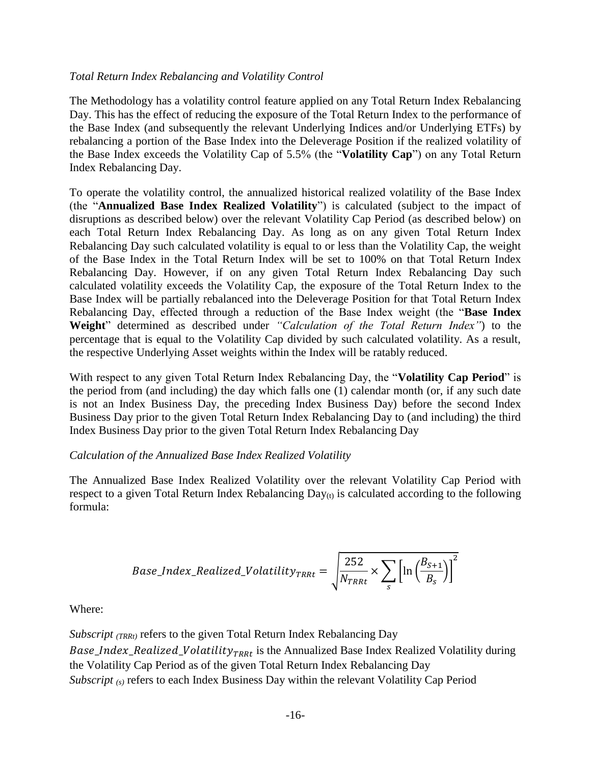*Total Return Index Rebalancing and Volatility Control*

The Methodology has a volatility control feature applied on any Total Return Index Rebalancing Day. This has the effect of reducing the exposure of the Total Return Index to the performance of the Base Index (and subsequently the relevant Underlying Indices and/or Underlying ETFs) by rebalancing a portion of the Base Index into the Deleverage Position if the realized volatility of the Base Index exceeds the Volatility Cap of 5.5% (the "**Volatility Cap**") on any Total Return Index Rebalancing Day.

To operate the volatility control, the annualized historical realized volatility of the Base Index (the "**Annualized Base Index Realized Volatility**") is calculated (subject to the impact of disruptions as described below) over the relevant Volatility Cap Period (as described below) on each Total Return Index Rebalancing Day. As long as on any given Total Return Index Rebalancing Day such calculated volatility is equal to or less than the Volatility Cap, the weight of the Base Index in the Total Return Index will be set to 100% on that Total Return Index Rebalancing Day. However, if on any given Total Return Index Rebalancing Day such calculated volatility exceeds the Volatility Cap, the exposure of the Total Return Index to the Base Index will be partially rebalanced into the Deleverage Position for that Total Return Index Rebalancing Day, effected through a reduction of the Base Index weight (the "**Base Index Weight**" determined as described under *"Calculation of the Total Return Index"*) to the percentage that is equal to the Volatility Cap divided by such calculated volatility. As a result, the respective Underlying Asset weights within the Index will be ratably reduced.

With respect to any given Total Return Index Rebalancing Day, the "**Volatility Cap Period**" is the period from (and including) the day which falls one (1) calendar month (or, if any such date is not an Index Business Day, the preceding Index Business Day) before the second Index Business Day prior to the given Total Return Index Rebalancing Day to (and including) the third Index Business Day prior to the given Total Return Index Rebalancing Day

*Calculation of the Annualized Base Index Realized Volatility*

The Annualized Base Index Realized Volatility over the relevant Volatility Cap Period with respect to a given Total Return Index Rebalancing Day$_{(t)}$ is calculated according to the following formula:

$$Base\_Index\_Realized\_Volatility_{TRRt} = \sqrt{\frac{252}{N_{TRRt}} \times \sum_{s} \left[ \ln\left(\frac{B_{S+1}}{B_s}\right) \right]^2}$$

Where:

*Subscript* $_{(TRRt)}$ refers to the given Total Return Index Rebalancing Day

$Base\_Index\_Realized\_Volatility_{TRRt}$ is the Annualized Base Index Realized Volatility during the Volatility Cap Period as of the given Total Return Index Rebalancing Day

*Subscript* $_{(s)}$ refers to each Index Business Day within the relevant Volatility Cap Period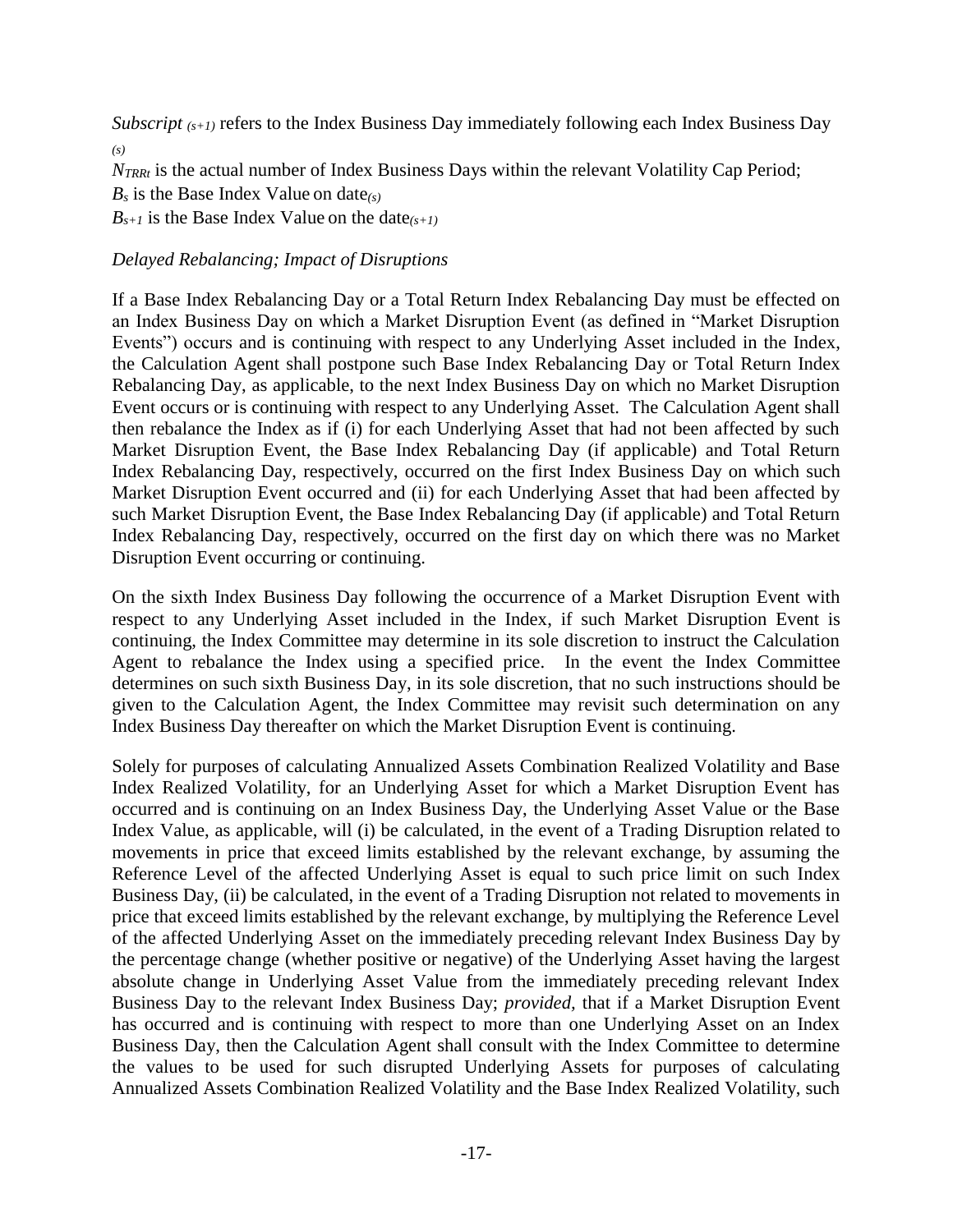*Subscript* $_{(s+1)}$ refers to the Index Business Day immediately following each Index Business Day $_{(s)}$

$N_{TRRt}$ is the actual number of Index Business Days within the relevant Volatility Cap Period;

$B_s$ is the Base Index Value on date$_{(s)}$

$B_{s+1}$ is the Base Index Value on the date$_{(s+1)}$

*Delayed Rebalancing; Impact of Disruptions*

If a Base Index Rebalancing Day or a Total Return Index Rebalancing Day must be effected on an Index Business Day on which a Market Disruption Event (as defined in "Market Disruption Events") occurs and is continuing with respect to any Underlying Asset included in the Index, the Calculation Agent shall postpone such Base Index Rebalancing Day or Total Return Index Rebalancing Day, as applicable, to the next Index Business Day on which no Market Disruption Event occurs or is continuing with respect to any Underlying Asset. The Calculation Agent shall then rebalance the Index as if (i) for each Underlying Asset that had not been affected by such Market Disruption Event, the Base Index Rebalancing Day (if applicable) and Total Return Index Rebalancing Day, respectively, occurred on the first Index Business Day on which such Market Disruption Event occurred and (ii) for each Underlying Asset that had been affected by such Market Disruption Event, the Base Index Rebalancing Day (if applicable) and Total Return Index Rebalancing Day, respectively, occurred on the first day on which there was no Market Disruption Event occurring or continuing.

On the sixth Index Business Day following the occurrence of a Market Disruption Event with respect to any Underlying Asset included in the Index, if such Market Disruption Event is continuing, the Index Committee may determine in its sole discretion to instruct the Calculation Agent to rebalance the Index using a specified price. In the event the Index Committee determines on such sixth Business Day, in its sole discretion, that no such instructions should be given to the Calculation Agent, the Index Committee may revisit such determination on any Index Business Day thereafter on which the Market Disruption Event is continuing.

Solely for purposes of calculating Annualized Assets Combination Realized Volatility and Base Index Realized Volatility, for an Underlying Asset for which a Market Disruption Event has occurred and is continuing on an Index Business Day, the Underlying Asset Value or the Base Index Value, as applicable, will (i) be calculated, in the event of a Trading Disruption related to movements in price that exceed limits established by the relevant exchange, by assuming the Reference Level of the affected Underlying Asset is equal to such price limit on such Index Business Day, (ii) be calculated, in the event of a Trading Disruption not related to movements in price that exceed limits established by the relevant exchange, by multiplying the Reference Level of the affected Underlying Asset on the immediately preceding relevant Index Business Day by the percentage change (whether positive or negative) of the Underlying Asset having the largest absolute change in Underlying Asset Value from the immediately preceding relevant Index Business Day to the relevant Index Business Day; *provided*, that if a Market Disruption Event has occurred and is continuing with respect to more than one Underlying Asset on an Index Business Day, then the Calculation Agent shall consult with the Index Committee to determine the values to be used for such disrupted Underlying Assets for purposes of calculating Annualized Assets Combination Realized Volatility and the Base Index Realized Volatility, such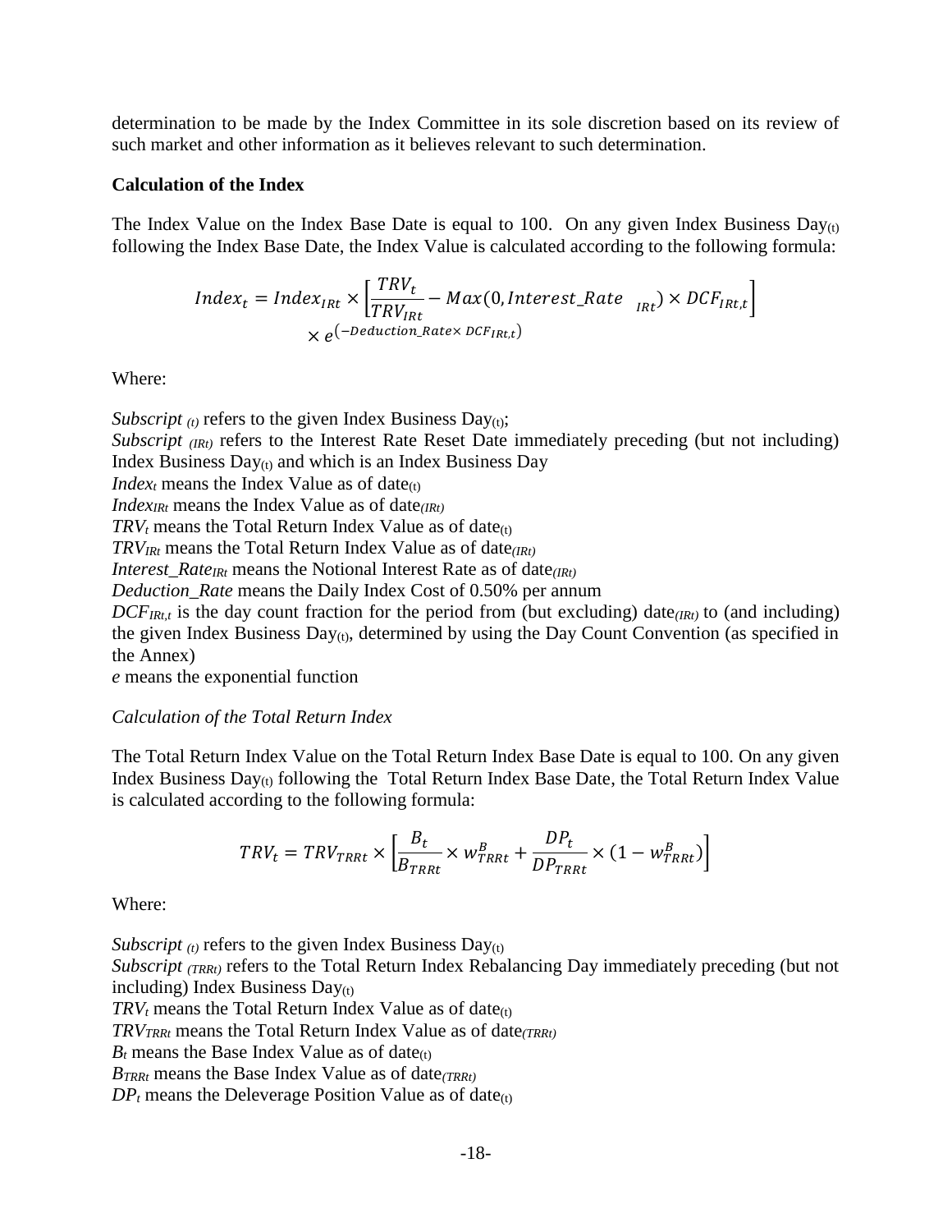determination to be made by the Index Committee in its sole discretion based on its review of such market and other information as it believes relevant to such determination.

**Calculation of the Index**

The Index Value on the Index Base Date is equal to 100. On any given Index Business Day$_{(t)}$ following the Index Base Date, the Index Value is calculated according to the following formula:

$$Index_t = Index_{IRt} \times \left[\frac{TRV_t}{TRV_{IRt}} - Max(0, Interest\_Rate_{\ IRt}) \times DCF_{IRt,t}\right] \times e^{(-Deduction\_Rate \times DCF_{IRt,t})}$$

Where:

*Subscript* $_{(t)}$ refers to the given Index Business Day$_{(t)}$;
*Subscript* $_{(IRt)}$ refers to the Interest Rate Reset Date immediately preceding (but not including) Index Business Day$_{(t)}$ and which is an Index Business Day
$Index_t$ means the Index Value as of date$_{(t)}$
$Index_{IRt}$ means the Index Value as of date$_{(IRt)}$
$TRV_t$ means the Total Return Index Value as of date$_{(t)}$
$TRV_{IRt}$ means the Total Return Index Value as of date$_{(IRt)}$
$Interest\_Rate_{IRt}$ means the Notional Interest Rate as of date$_{(IRt)}$
*Deduction_Rate* means the Daily Index Cost of 0.50% per annum
$DCF_{IRt,t}$ is the day count fraction for the period from (but excluding) date$_{(IRt)}$ to (and including) the given Index Business Day$_{(t)}$, determined by using the Day Count Convention (as specified in the Annex)
*e* means the exponential function

*Calculation of the Total Return Index*

The Total Return Index Value on the Total Return Index Base Date is equal to 100. On any given Index Business Day$_{(t)}$ following the Total Return Index Base Date, the Total Return Index Value is calculated according to the following formula:

$$TRV_t = TRV_{TRRt} \times \left[\frac{B_t}{B_{TRRt}} \times w^B_{TRRt} + \frac{DP_t}{DP_{TRRt}} \times (1 - w^B_{TRRt})\right]$$

Where:

*Subscript* $_{(t)}$ refers to the given Index Business Day$_{(t)}$
*Subscript* $_{(TRRt)}$ refers to the Total Return Index Rebalancing Day immediately preceding (but not including) Index Business Day$_{(t)}$
$TRV_t$ means the Total Return Index Value as of date$_{(t)}$
$TRV_{TRRt}$ means the Total Return Index Value as of date$_{(TRRt)}$
$B_t$ means the Base Index Value as of date$_{(t)}$
$B_{TRRt}$ means the Base Index Value as of date$_{(TRRt)}$
$DP_t$ means the Deleverage Position Value as of date$_{(t)}$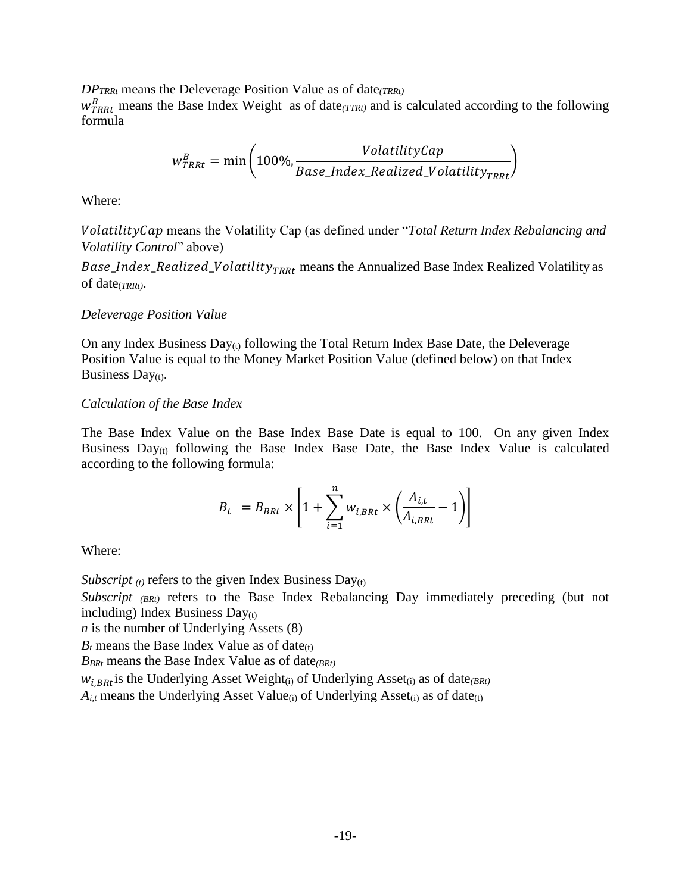$DP_{TRRt}$ means the Deleverage Position Value as of date$_{(TRRt)}$
$w^{B}_{TRRt}$ means the Base Index Weight as of date$_{(TTRt)}$ and is calculated according to the following formula

$$w^{B}_{TRRt} = \min\left(100\%, \frac{VolatilityCap}{Base\_Index\_Realized\_Volatility_{TRRt}}\right)$$

Where:

$VolatilityCap$ means the Volatility Cap (as defined under "*Total Return Index Rebalancing and Volatility Control*" above)
$Base\_Index\_Realized\_Volatility_{TRRt}$ means the Annualized Base Index Realized Volatility as of date$_{(TRRt)}$.

*Deleverage Position Value*

On any Index Business Day$_{(t)}$ following the Total Return Index Base Date, the Deleverage Position Value is equal to the Money Market Position Value (defined below) on that Index Business Day$_{(t)}$.

*Calculation of the Base Index*

The Base Index Value on the Base Index Base Date is equal to 100. On any given Index Business Day$_{(t)}$ following the Base Index Base Date, the Base Index Value is calculated according to the following formula:

$$B_t = B_{BRt} \times \left[1 + \sum_{i=1}^{n} w_{i,BRt} \times \left(\frac{A_{i,t}}{A_{i,BRt}} - 1\right)\right]$$

Where:

*Subscript* $_{(t)}$ refers to the given Index Business Day$_{(t)}$
*Subscript* $_{(BRt)}$ refers to the Base Index Rebalancing Day immediately preceding (but not including) Index Business Day$_{(t)}$
*n* is the number of Underlying Assets (8)
$B_t$ means the Base Index Value as of date$_{(t)}$
$B_{BRt}$ means the Base Index Value as of date$_{(BRt)}$
$w_{i,BRt}$ is the Underlying Asset Weight$_{(i)}$ of Underlying Asset$_{(i)}$ as of date$_{(BRt)}$
$A_{i,t}$ means the Underlying Asset Value$_{(i)}$ of Underlying Asset$_{(i)}$ as of date$_{(t)}$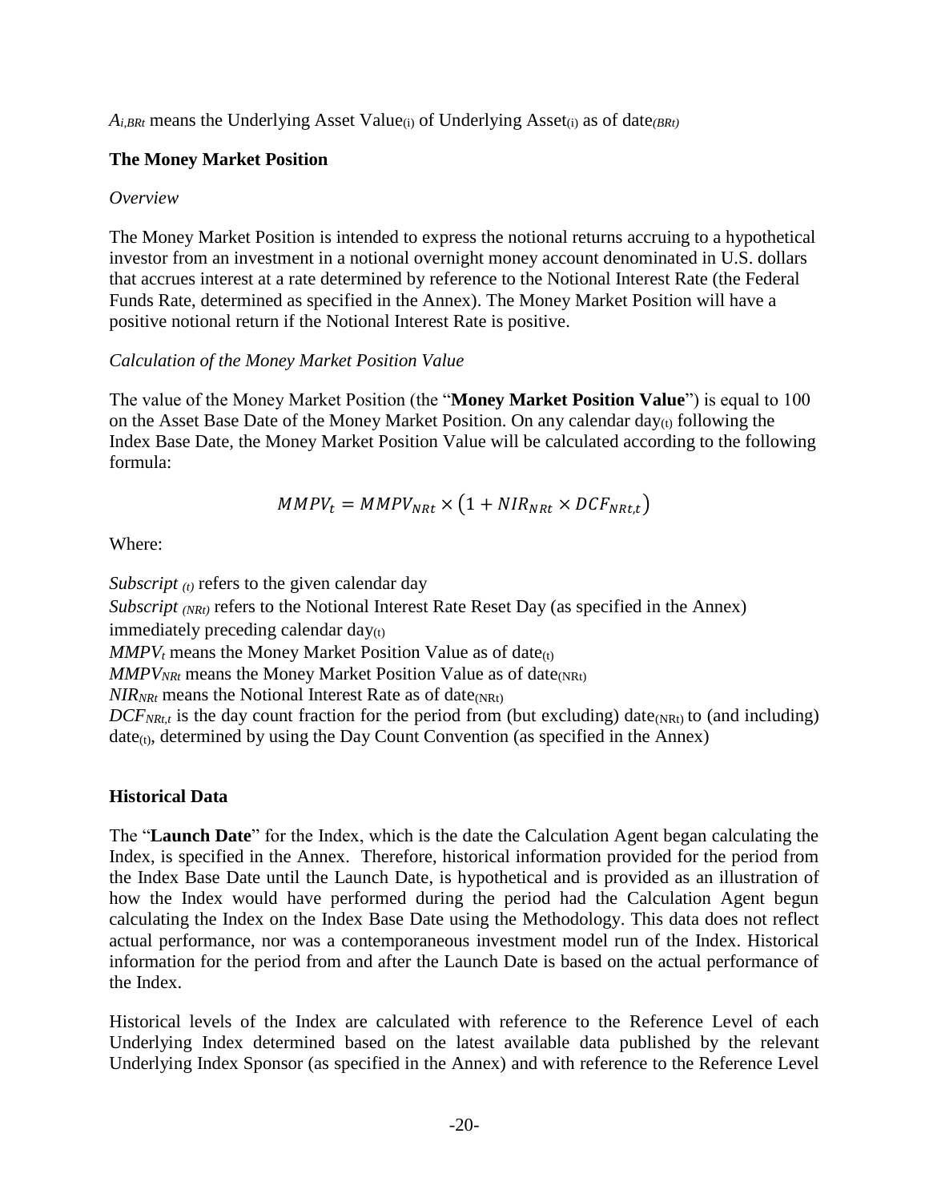$A_{i,BRt}$ means the Underlying Asset Value$_{(i)}$ of Underlying Asset$_{(i)}$ as of date$_{(BRt)}$

**The Money Market Position**

*Overview*

The Money Market Position is intended to express the notional returns accruing to a hypothetical investor from an investment in a notional overnight money account denominated in U.S. dollars that accrues interest at a rate determined by reference to the Notional Interest Rate (the Federal Funds Rate, determined as specified in the Annex). The Money Market Position will have a positive notional return if the Notional Interest Rate is positive.

*Calculation of the Money Market Position Value*

The value of the Money Market Position (the "**Money Market Position Value**") is equal to 100 on the Asset Base Date of the Money Market Position. On any calendar day$_{(t)}$ following the Index Base Date, the Money Market Position Value will be calculated according to the following formula:

$$MMPV_t = MMPV_{NRt} \times \left(1 + NIR_{NRt} \times DCF_{NRt,t}\right)$$

Where:

*Subscript* $_{(t)}$ refers to the given calendar day
*Subscript* $_{(NRt)}$ refers to the Notional Interest Rate Reset Day (as specified in the Annex) immediately preceding calendar day$_{(t)}$
$MMPV_t$ means the Money Market Position Value as of date$_{(t)}$
$MMPV_{NRt}$ means the Money Market Position Value as of date$_{(NRt)}$
$NIR_{NRt}$ means the Notional Interest Rate as of date$_{(NRt)}$
$DCF_{NRt,t}$ is the day count fraction for the period from (but excluding) date$_{(NRt)}$ to (and including) date$_{(t)}$, determined by using the Day Count Convention (as specified in the Annex)

**Historical Data**

The "**Launch Date**" for the Index, which is the date the Calculation Agent began calculating the Index, is specified in the Annex. Therefore, historical information provided for the period from the Index Base Date until the Launch Date, is hypothetical and is provided as an illustration of how the Index would have performed during the period had the Calculation Agent begun calculating the Index on the Index Base Date using the Methodology. This data does not reflect actual performance, nor was a contemporaneous investment model run of the Index. Historical information for the period from and after the Launch Date is based on the actual performance of the Index.

Historical levels of the Index are calculated with reference to the Reference Level of each Underlying Index determined based on the latest available data published by the relevant Underlying Index Sponsor (as specified in the Annex) and with reference to the Reference Level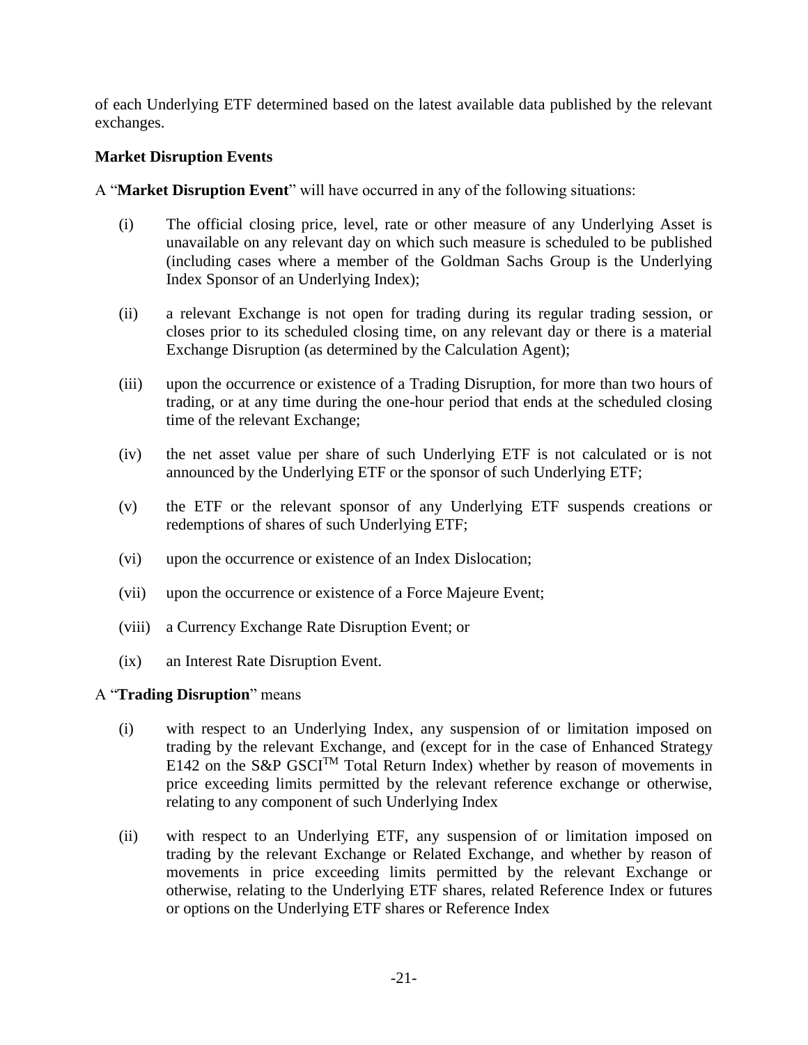of each Underlying ETF determined based on the latest available data published by the relevant exchanges.

**Market Disruption Events**

A "**Market Disruption Event**" will have occurred in any of the following situations:

(i) The official closing price, level, rate or other measure of any Underlying Asset is unavailable on any relevant day on which such measure is scheduled to be published (including cases where a member of the Goldman Sachs Group is the Underlying Index Sponsor of an Underlying Index);

(ii) a relevant Exchange is not open for trading during its regular trading session, or closes prior to its scheduled closing time, on any relevant day or there is a material Exchange Disruption (as determined by the Calculation Agent);

(iii) upon the occurrence or existence of a Trading Disruption, for more than two hours of trading, or at any time during the one-hour period that ends at the scheduled closing time of the relevant Exchange;

(iv) the net asset value per share of such Underlying ETF is not calculated or is not announced by the Underlying ETF or the sponsor of such Underlying ETF;

(v) the ETF or the relevant sponsor of any Underlying ETF suspends creations or redemptions of shares of such Underlying ETF;

(vi) upon the occurrence or existence of an Index Dislocation;

(vii) upon the occurrence or existence of a Force Majeure Event;

(viii) a Currency Exchange Rate Disruption Event; or

(ix) an Interest Rate Disruption Event.

A "**Trading Disruption**" means

(i) with respect to an Underlying Index, any suspension of or limitation imposed on trading by the relevant Exchange, and (except for in the case of Enhanced Strategy E142 on the S&P GSCI™ Total Return Index) whether by reason of movements in price exceeding limits permitted by the relevant reference exchange or otherwise, relating to any component of such Underlying Index

(ii) with respect to an Underlying ETF, any suspension of or limitation imposed on trading by the relevant Exchange or Related Exchange, and whether by reason of movements in price exceeding limits permitted by the relevant Exchange or otherwise, relating to the Underlying ETF shares, related Reference Index or futures or options on the Underlying ETF shares or Reference Index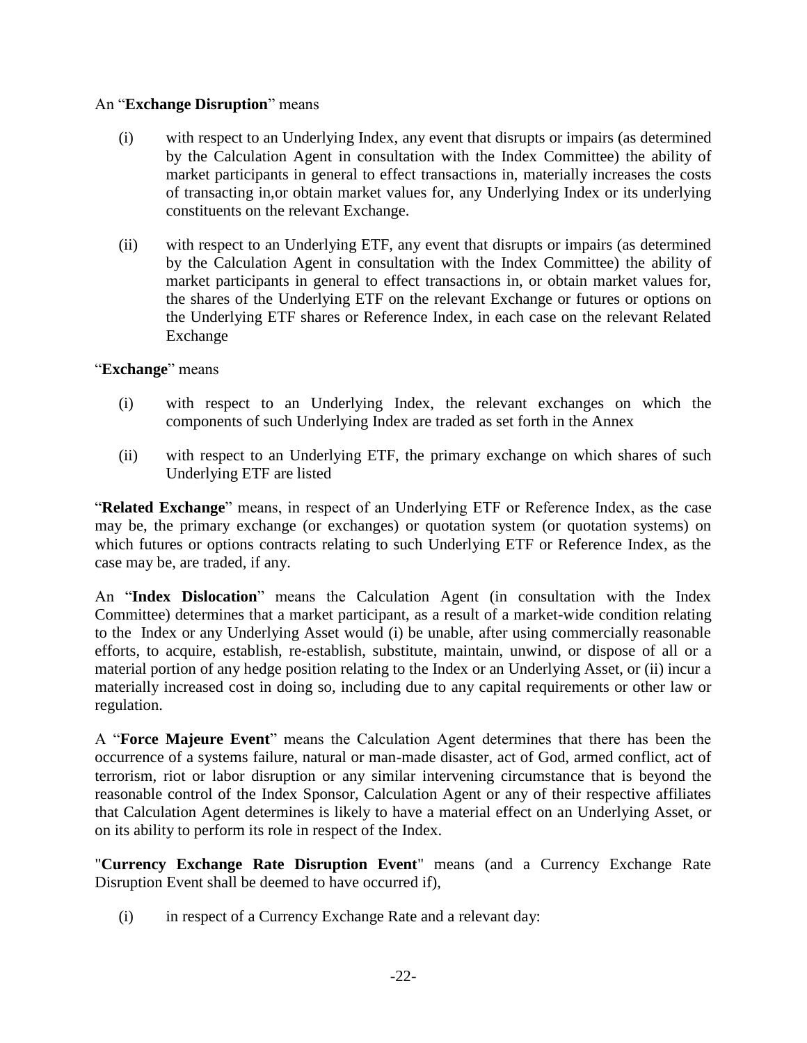An "**Exchange Disruption**" means

(i) with respect to an Underlying Index, any event that disrupts or impairs (as determined by the Calculation Agent in consultation with the Index Committee) the ability of market participants in general to effect transactions in, materially increases the costs of transacting in,or obtain market values for, any Underlying Index or its underlying constituents on the relevant Exchange.

(ii) with respect to an Underlying ETF, any event that disrupts or impairs (as determined by the Calculation Agent in consultation with the Index Committee) the ability of market participants in general to effect transactions in, or obtain market values for, the shares of the Underlying ETF on the relevant Exchange or futures or options on the Underlying ETF shares or Reference Index, in each case on the relevant Related Exchange

"**Exchange**" means

(i) with respect to an Underlying Index, the relevant exchanges on which the components of such Underlying Index are traded as set forth in the Annex

(ii) with respect to an Underlying ETF, the primary exchange on which shares of such Underlying ETF are listed

"**Related Exchange**" means, in respect of an Underlying ETF or Reference Index, as the case may be, the primary exchange (or exchanges) or quotation system (or quotation systems) on which futures or options contracts relating to such Underlying ETF or Reference Index, as the case may be, are traded, if any.

An "**Index Dislocation**" means the Calculation Agent (in consultation with the Index Committee) determines that a market participant, as a result of a market-wide condition relating to the Index or any Underlying Asset would (i) be unable, after using commercially reasonable efforts, to acquire, establish, re-establish, substitute, maintain, unwind, or dispose of all or a material portion of any hedge position relating to the Index or an Underlying Asset, or (ii) incur a materially increased cost in doing so, including due to any capital requirements or other law or regulation.

A "**Force Majeure Event**" means the Calculation Agent determines that there has been the occurrence of a systems failure, natural or man-made disaster, act of God, armed conflict, act of terrorism, riot or labor disruption or any similar intervening circumstance that is beyond the reasonable control of the Index Sponsor, Calculation Agent or any of their respective affiliates that Calculation Agent determines is likely to have a material effect on an Underlying Asset, or on its ability to perform its role in respect of the Index.

"**Currency Exchange Rate Disruption Event**" means (and a Currency Exchange Rate Disruption Event shall be deemed to have occurred if),

(i) in respect of a Currency Exchange Rate and a relevant day: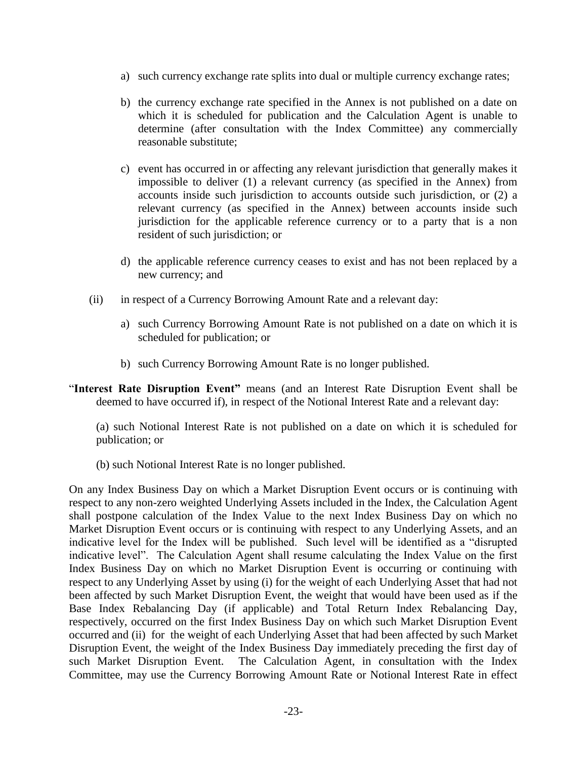a) such currency exchange rate splits into dual or multiple currency exchange rates;

b) the currency exchange rate specified in the Annex is not published on a date on which it is scheduled for publication and the Calculation Agent is unable to determine (after consultation with the Index Committee) any commercially reasonable substitute;

c) event has occurred in or affecting any relevant jurisdiction that generally makes it impossible to deliver (1) a relevant currency (as specified in the Annex) from accounts inside such jurisdiction to accounts outside such jurisdiction, or (2) a relevant currency (as specified in the Annex) between accounts inside such jurisdiction for the applicable reference currency or to a party that is a non resident of such jurisdiction; or

d) the applicable reference currency ceases to exist and has not been replaced by a new currency; and

(ii) in respect of a Currency Borrowing Amount Rate and a relevant day:

a) such Currency Borrowing Amount Rate is not published on a date on which it is scheduled for publication; or

b) such Currency Borrowing Amount Rate is no longer published.

"**Interest Rate Disruption Event"** means (and an Interest Rate Disruption Event shall be deemed to have occurred if), in respect of the Notional Interest Rate and a relevant day:

(a) such Notional Interest Rate is not published on a date on which it is scheduled for publication; or

(b) such Notional Interest Rate is no longer published.

On any Index Business Day on which a Market Disruption Event occurs or is continuing with respect to any non-zero weighted Underlying Assets included in the Index, the Calculation Agent shall postpone calculation of the Index Value to the next Index Business Day on which no Market Disruption Event occurs or is continuing with respect to any Underlying Assets, and an indicative level for the Index will be published. Such level will be identified as a "disrupted indicative level". The Calculation Agent shall resume calculating the Index Value on the first Index Business Day on which no Market Disruption Event is occurring or continuing with respect to any Underlying Asset by using (i) for the weight of each Underlying Asset that had not been affected by such Market Disruption Event, the weight that would have been used as if the Base Index Rebalancing Day (if applicable) and Total Return Index Rebalancing Day, respectively, occurred on the first Index Business Day on which such Market Disruption Event occurred and (ii) for the weight of each Underlying Asset that had been affected by such Market Disruption Event, the weight of the Index Business Day immediately preceding the first day of such Market Disruption Event. The Calculation Agent, in consultation with the Index Committee, may use the Currency Borrowing Amount Rate or Notional Interest Rate in effect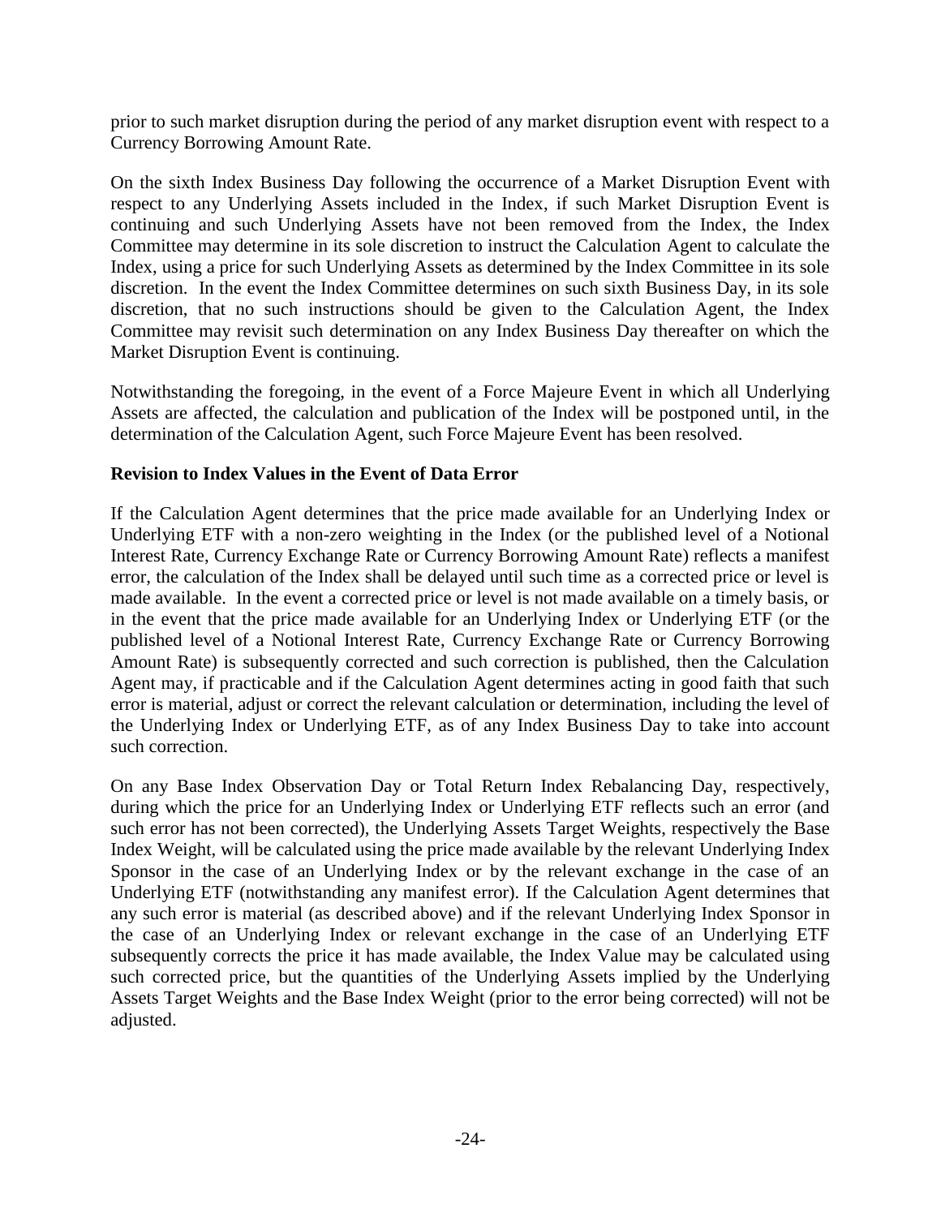prior to such market disruption during the period of any market disruption event with respect to a Currency Borrowing Amount Rate.

On the sixth Index Business Day following the occurrence of a Market Disruption Event with respect to any Underlying Assets included in the Index, if such Market Disruption Event is continuing and such Underlying Assets have not been removed from the Index, the Index Committee may determine in its sole discretion to instruct the Calculation Agent to calculate the Index, using a price for such Underlying Assets as determined by the Index Committee in its sole discretion. In the event the Index Committee determines on such sixth Business Day, in its sole discretion, that no such instructions should be given to the Calculation Agent, the Index Committee may revisit such determination on any Index Business Day thereafter on which the Market Disruption Event is continuing.

Notwithstanding the foregoing, in the event of a Force Majeure Event in which all Underlying Assets are affected, the calculation and publication of the Index will be postponed until, in the determination of the Calculation Agent, such Force Majeure Event has been resolved.

**Revision to Index Values in the Event of Data Error**

If the Calculation Agent determines that the price made available for an Underlying Index or Underlying ETF with a non-zero weighting in the Index (or the published level of a Notional Interest Rate, Currency Exchange Rate or Currency Borrowing Amount Rate) reflects a manifest error, the calculation of the Index shall be delayed until such time as a corrected price or level is made available. In the event a corrected price or level is not made available on a timely basis, or in the event that the price made available for an Underlying Index or Underlying ETF (or the published level of a Notional Interest Rate, Currency Exchange Rate or Currency Borrowing Amount Rate) is subsequently corrected and such correction is published, then the Calculation Agent may, if practicable and if the Calculation Agent determines acting in good faith that such error is material, adjust or correct the relevant calculation or determination, including the level of the Underlying Index or Underlying ETF, as of any Index Business Day to take into account such correction.

On any Base Index Observation Day or Total Return Index Rebalancing Day, respectively, during which the price for an Underlying Index or Underlying ETF reflects such an error (and such error has not been corrected), the Underlying Assets Target Weights, respectively the Base Index Weight, will be calculated using the price made available by the relevant Underlying Index Sponsor in the case of an Underlying Index or by the relevant exchange in the case of an Underlying ETF (notwithstanding any manifest error). If the Calculation Agent determines that any such error is material (as described above) and if the relevant Underlying Index Sponsor in the case of an Underlying Index or relevant exchange in the case of an Underlying ETF subsequently corrects the price it has made available, the Index Value may be calculated using such corrected price, but the quantities of the Underlying Assets implied by the Underlying Assets Target Weights and the Base Index Weight (prior to the error being corrected) will not be adjusted.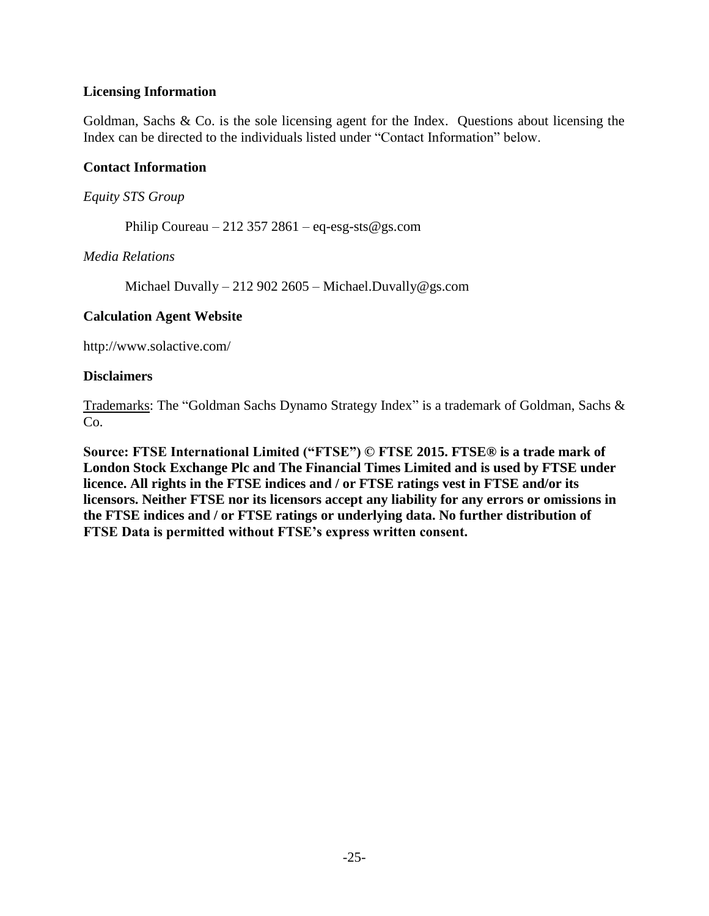**Licensing Information**

Goldman, Sachs & Co. is the sole licensing agent for the Index. Questions about licensing the Index can be directed to the individuals listed under "Contact Information" below.

**Contact Information**

*Equity STS Group*

Philip Coureau – 212 357 2861 – eq-esg-sts@gs.com

*Media Relations*

Michael Duvally – 212 902 2605 – Michael.Duvally@gs.com

**Calculation Agent Website**

http://www.solactive.com/

**Disclaimers**

Trademarks: The "Goldman Sachs Dynamo Strategy Index" is a trademark of Goldman, Sachs & Co.

**Source: FTSE International Limited ("FTSE") © FTSE 2015. FTSE® is a trade mark of London Stock Exchange Plc and The Financial Times Limited and is used by FTSE under licence. All rights in the FTSE indices and / or FTSE ratings vest in FTSE and/or its licensors. Neither FTSE nor its licensors accept any liability for any errors or omissions in the FTSE indices and / or FTSE ratings or underlying data. No further distribution of FTSE Data is permitted without FTSE's express written consent.**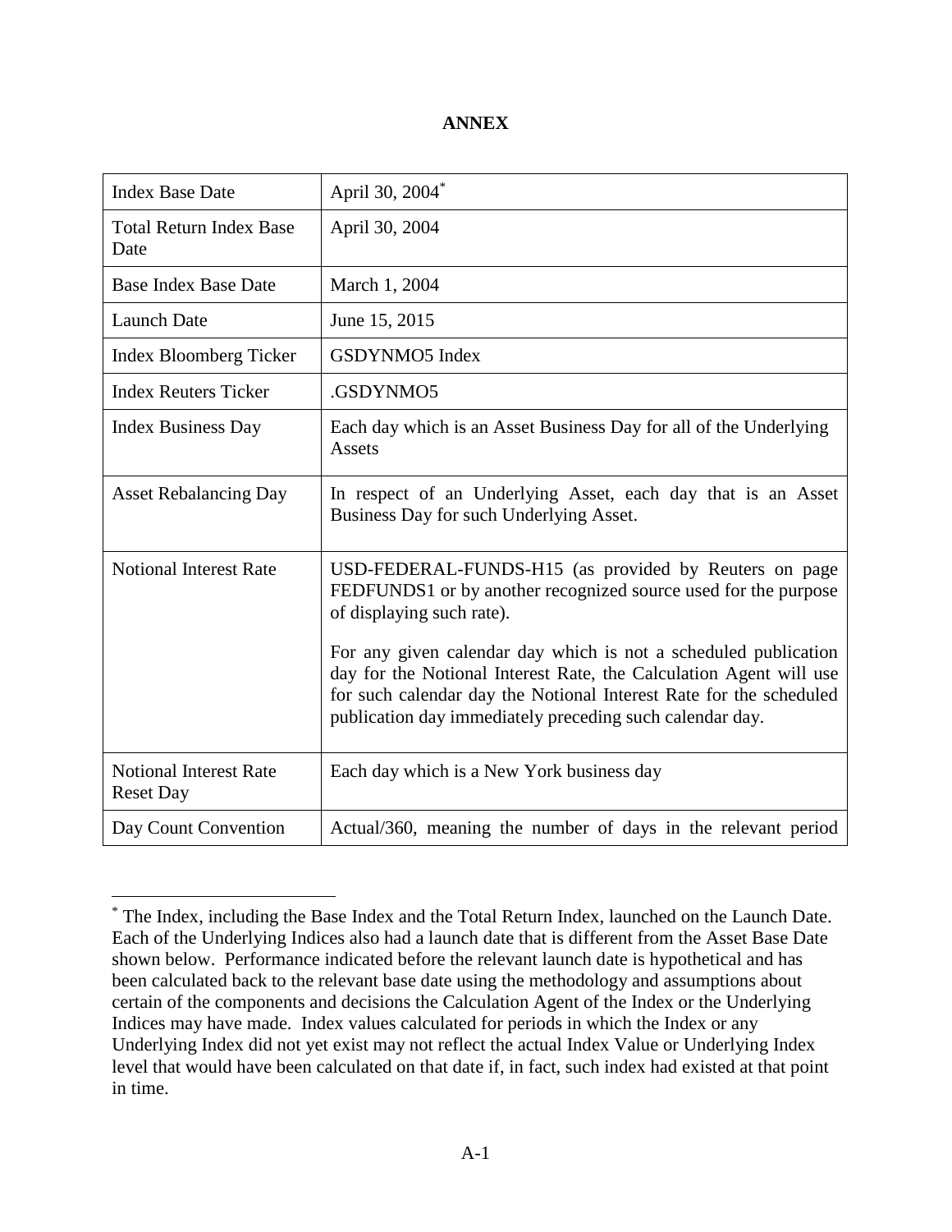# ANNEX

| | |
|---|---|
| Index Base Date | April 30, 2004* |
| Total Return Index Base Date | April 30, 2004 |
| Base Index Base Date | March 1, 2004 |
| Launch Date | June 15, 2015 |
| Index Bloomberg Ticker | GSDYNMO5 Index |
| Index Reuters Ticker | .GSDYNMO5 |
| Index Business Day | Each day which is an Asset Business Day for all of the Underlying Assets |
| Asset Rebalancing Day | In respect of an Underlying Asset, each day that is an Asset Business Day for such Underlying Asset. |
| Notional Interest Rate | USD-FEDERAL-FUNDS-H15 (as provided by Reuters on page FEDFUNDS1 or by another recognized source used for the purpose of displaying such rate).<br><br>For any given calendar day which is not a scheduled publication day for the Notional Interest Rate, the Calculation Agent will use for such calendar day the Notional Interest Rate for the scheduled publication day immediately preceding such calendar day. |
| Notional Interest Rate Reset Day | Each day which is a New York business day |
| Day Count Convention | Actual/360, meaning the number of days in the relevant period |

* The Index, including the Base Index and the Total Return Index, launched on the Launch Date. Each of the Underlying Indices also had a launch date that is different from the Asset Base Date shown below. Performance indicated before the relevant launch date is hypothetical and has been calculated back to the relevant base date using the methodology and assumptions about certain of the components and decisions the Calculation Agent of the Index or the Underlying Indices may have made. Index values calculated for periods in which the Index or any Underlying Index did not yet exist may not reflect the actual Index Value or Underlying Index level that would have been calculated on that date if, in fact, such index had existed at that point in time.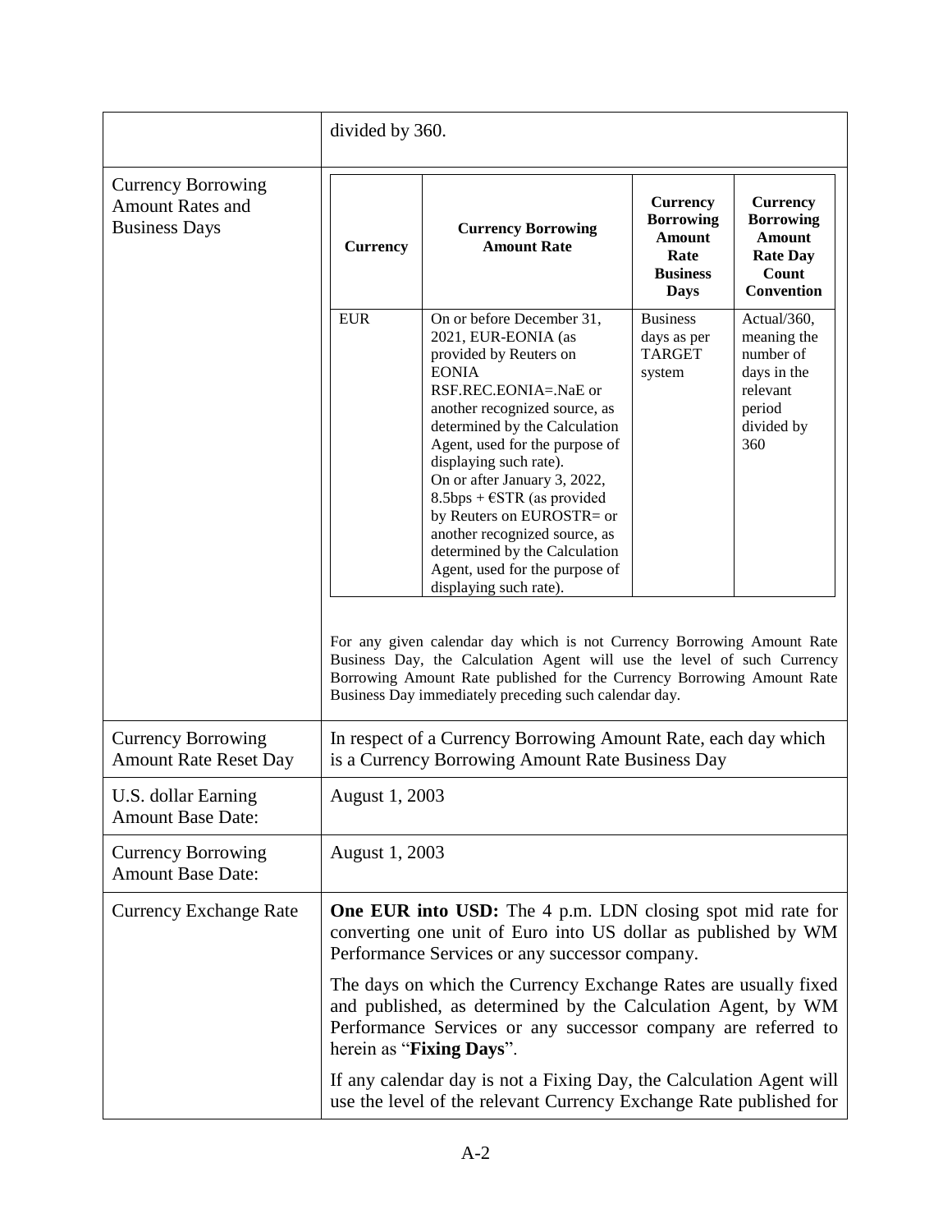| | |
|---|---|
| | divided by 360. |
| Currency Borrowing Amount Rates and Business Days | **Currency** / **Currency Borrowing Amount Rate** / **Currency Borrowing Amount Rate Business Days** / **Currency Borrowing Amount Rate Day Count Convention**<br><br>EUR / On or before December 31, 2021, EUR-EONIA (as provided by Reuters on EONIA RSF.REC.EONIA=.NaE or another recognized source, as determined by the Calculation Agent, used for the purpose of displaying such rate). On or after January 3, 2022, 8.5bps + €STR (as provided by Reuters on EUROSTR= or another recognized source, as determined by the Calculation Agent, used for the purpose of displaying such rate). / Business days as per TARGET system / Actual/360, meaning the number of days in the relevant period divided by 360<br><br>For any given calendar day which is not Currency Borrowing Amount Rate Business Day, the Calculation Agent will use the level of such Currency Borrowing Amount Rate published for the Currency Borrowing Amount Rate Business Day immediately preceding such calendar day. |
| Currency Borrowing Amount Rate Reset Day | In respect of a Currency Borrowing Amount Rate, each day which is a Currency Borrowing Amount Rate Business Day |
| U.S. dollar Earning Amount Base Date: | August 1, 2003 |
| Currency Borrowing Amount Base Date: | August 1, 2003 |
| Currency Exchange Rate | **One EUR into USD:** The 4 p.m. LDN closing spot mid rate for converting one unit of Euro into US dollar as published by WM Performance Services or any successor company.<br><br>The days on which the Currency Exchange Rates are usually fixed and published, as determined by the Calculation Agent, by WM Performance Services or any successor company are referred to herein as "**Fixing Days**".<br><br>If any calendar day is not a Fixing Day, the Calculation Agent will use the level of the relevant Currency Exchange Rate published for |

| Currency | Currency Borrowing Amount Rate | Currency Borrowing Amount Rate Business Days | Currency Borrowing Amount Rate Day Count Convention |
|---|---|---|---|
| EUR | On or before December 31, 2021, EUR-EONIA (as provided by Reuters on EONIA RSF.REC.EONIA=.NaE or another recognized source, as determined by the Calculation Agent, used for the purpose of displaying such rate). On or after January 3, 2022, 8.5bps + €STR (as provided by Reuters on EUROSTR= or another recognized source, as determined by the Calculation Agent, used for the purpose of displaying such rate). | Business days as per TARGET system | Actual/360, meaning the number of days in the relevant period divided by 360 |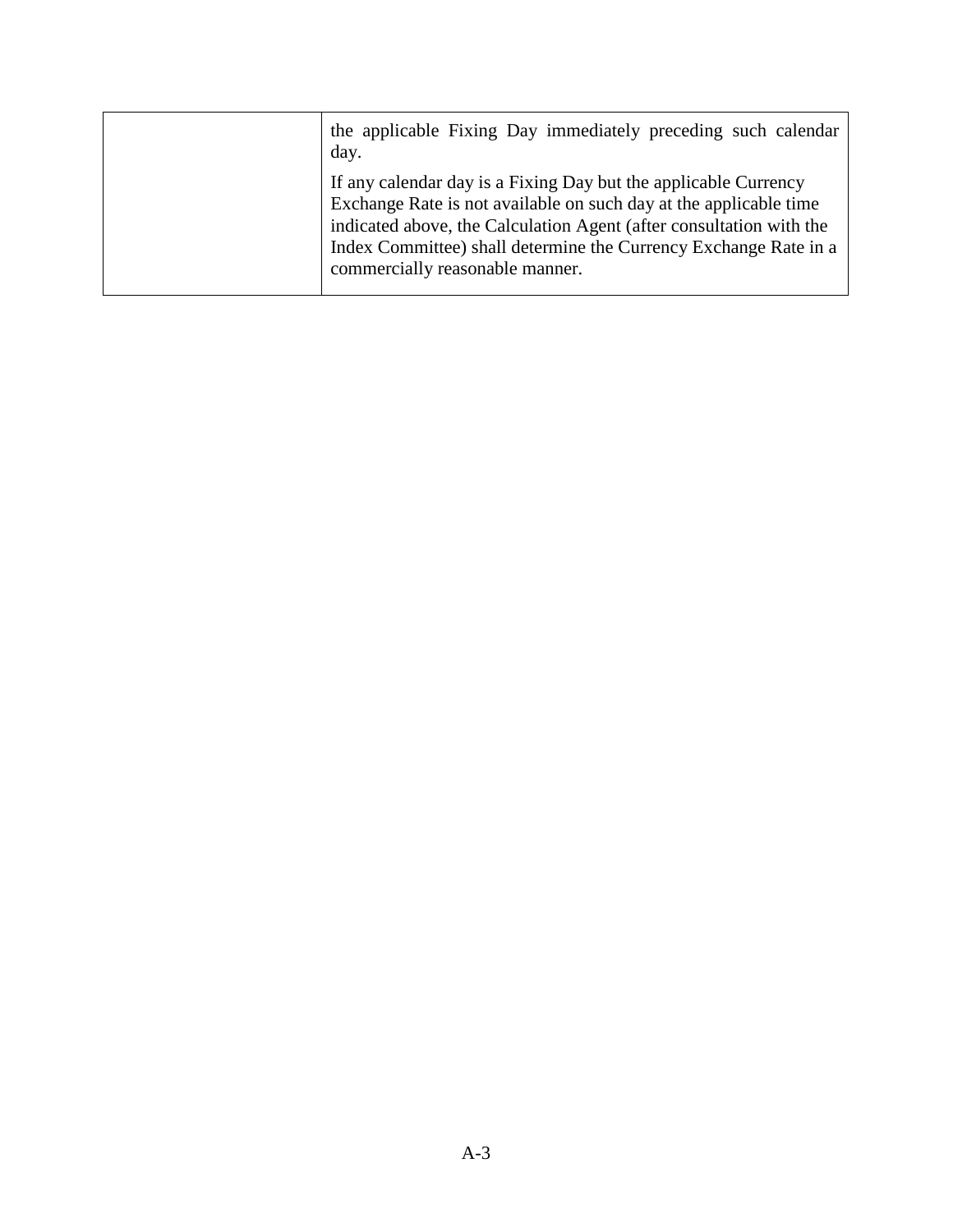|  |  |
|---|---|
|  | the applicable Fixing Day immediately preceding such calendar day.<br><br>If any calendar day is a Fixing Day but the applicable Currency Exchange Rate is not available on such day at the applicable time indicated above, the Calculation Agent (after consultation with the Index Committee) shall determine the Currency Exchange Rate in a commercially reasonable manner. |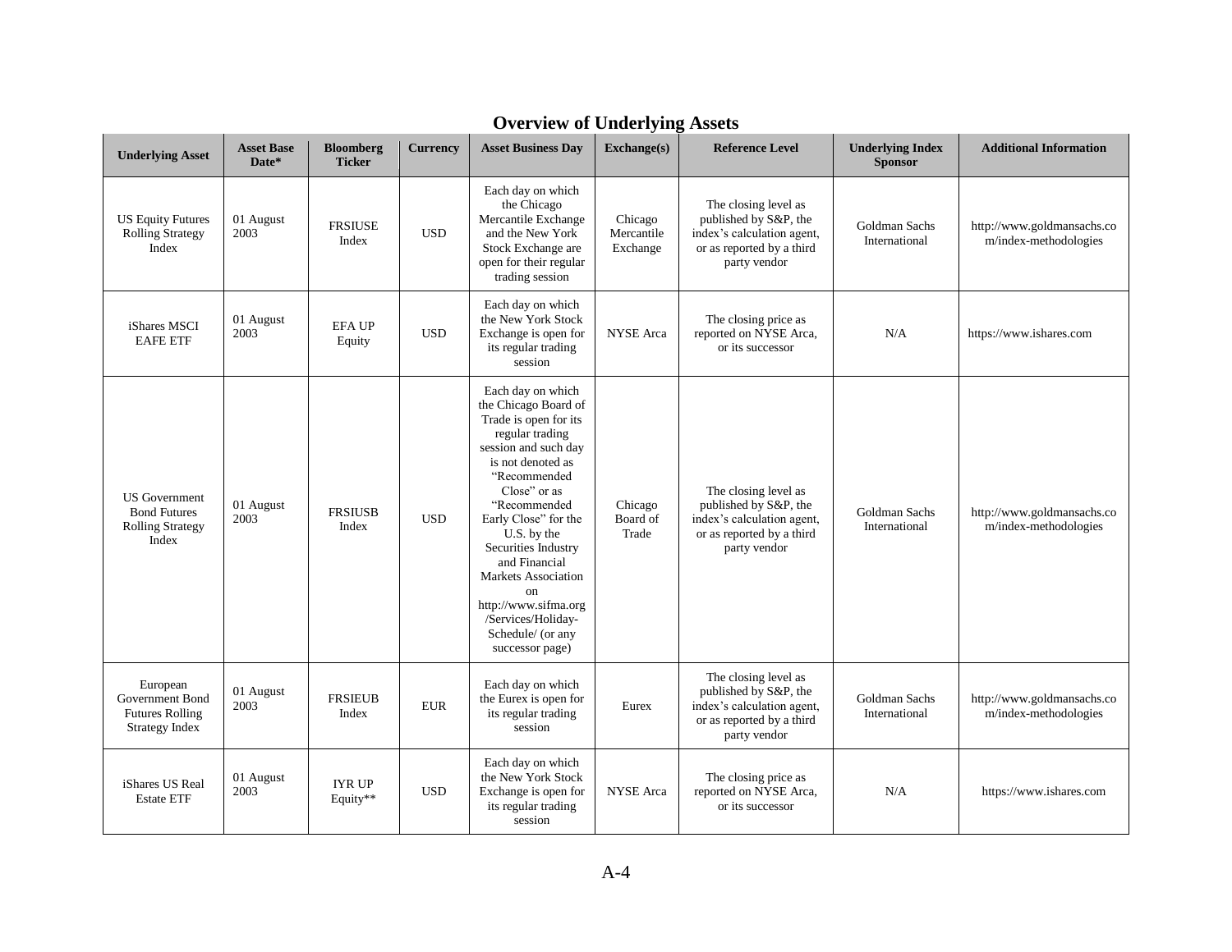## Overview of Underlying Assets

| Underlying Asset | Asset Base Date* | Bloomberg Ticker | Currency | Asset Business Day | Exchange(s) | Reference Level | Underlying Index Sponsor | Additional Information |
|---|---|---|---|---|---|---|---|---|
| US Equity Futures Rolling Strategy Index | 01 August 2003 | FRSIUSE Index | USD | Each day on which the Chicago Mercantile Exchange and the New York Stock Exchange are open for their regular trading session | Chicago Mercantile Exchange | The closing level as published by S&P, the index's calculation agent, or as reported by a third party vendor | Goldman Sachs International | http://www.goldmansachs.com/index-methodologies |
| iShares MSCI EAFE ETF | 01 August 2003 | EFA UP Equity | USD | Each day on which the New York Stock Exchange is open for its regular trading session | NYSE Arca | The closing price as reported on NYSE Arca, or its successor | N/A | https://www.ishares.com |
| US Government Bond Futures Rolling Strategy Index | 01 August 2003 | FRSIUSB Index | USD | Each day on which the Chicago Board of Trade is open for its regular trading session and such day is not denoted as "Recommended Close" or as "Recommended Early Close" for the U.S. by the Securities Industry and Financial Markets Association on http://www.sifma.org/Services/Holiday-Schedule/ (or any successor page) | Chicago Board of Trade | The closing level as published by S&P, the index's calculation agent, or as reported by a third party vendor | Goldman Sachs International | http://www.goldmansachs.com/index-methodologies |
| European Government Bond Futures Rolling Strategy Index | 01 August 2003 | FRSIEUB Index | EUR | Each day on which the Eurex is open for its regular trading session | Eurex | The closing level as published by S&P, the index's calculation agent, or as reported by a third party vendor | Goldman Sachs International | http://www.goldmansachs.com/index-methodologies |
| iShares US Real Estate ETF | 01 August 2003 | IYR UP Equity** | USD | Each day on which the New York Stock Exchange is open for its regular trading session | NYSE Arca | The closing price as reported on NYSE Arca, or its successor | N/A | https://www.ishares.com |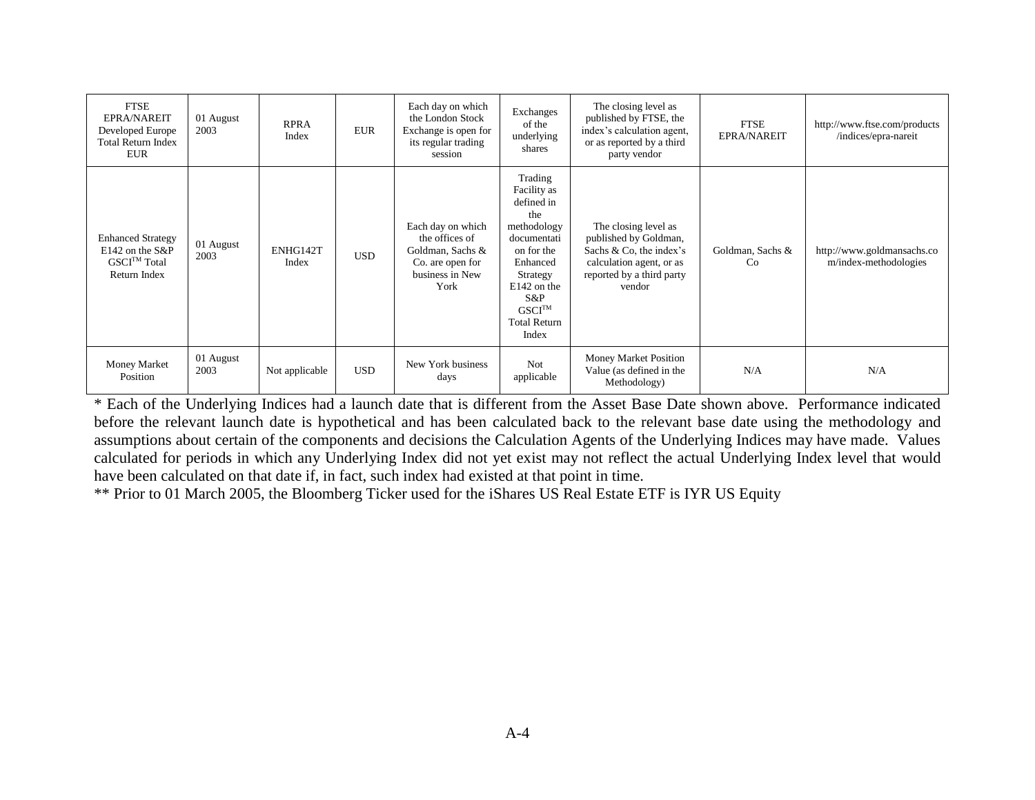| FTSE EPRA/NAREIT Developed Europe Total Return Index EUR | 01 August 2003 | RPRA Index | EUR | Each day on which the London Stock Exchange is open for its regular trading session | Exchanges of the underlying shares | The closing level as published by FTSE, the index's calculation agent, or as reported by a third party vendor | FTSE EPRA/NAREIT | http://www.ftse.com/products/indices/epra-nareit |
|---|---|---|---|---|---|---|---|---|
| Enhanced Strategy E142 on the S&P GSCI™ Total Return Index | 01 August 2003 | ENHG142T Index | USD | Each day on which the offices of Goldman, Sachs & Co. are open for business in New York | Trading Facility as defined in the methodology documentation for the Enhanced Strategy E142 on the S&P GSCI™ Total Return Index | The closing level as published by Goldman, Sachs & Co, the index's calculation agent, or as reported by a third party vendor | Goldman, Sachs & Co | http://www.goldmansachs.com/index-methodologies |
| Money Market Position | 01 August 2003 | Not applicable | USD | New York business days | Not applicable | Money Market Position Value (as defined in the Methodology) | N/A | N/A |

* Each of the Underlying Indices had a launch date that is different from the Asset Base Date shown above. Performance indicated before the relevant launch date is hypothetical and has been calculated back to the relevant base date using the methodology and assumptions about certain of the components and decisions the Calculation Agents of the Underlying Indices may have made. Values calculated for periods in which any Underlying Index did not yet exist may not reflect the actual Underlying Index level that would have been calculated on that date if, in fact, such index had existed at that point in time.

** Prior to 01 March 2005, the Bloomberg Ticker used for the iShares US Real Estate ETF is IYR US Equity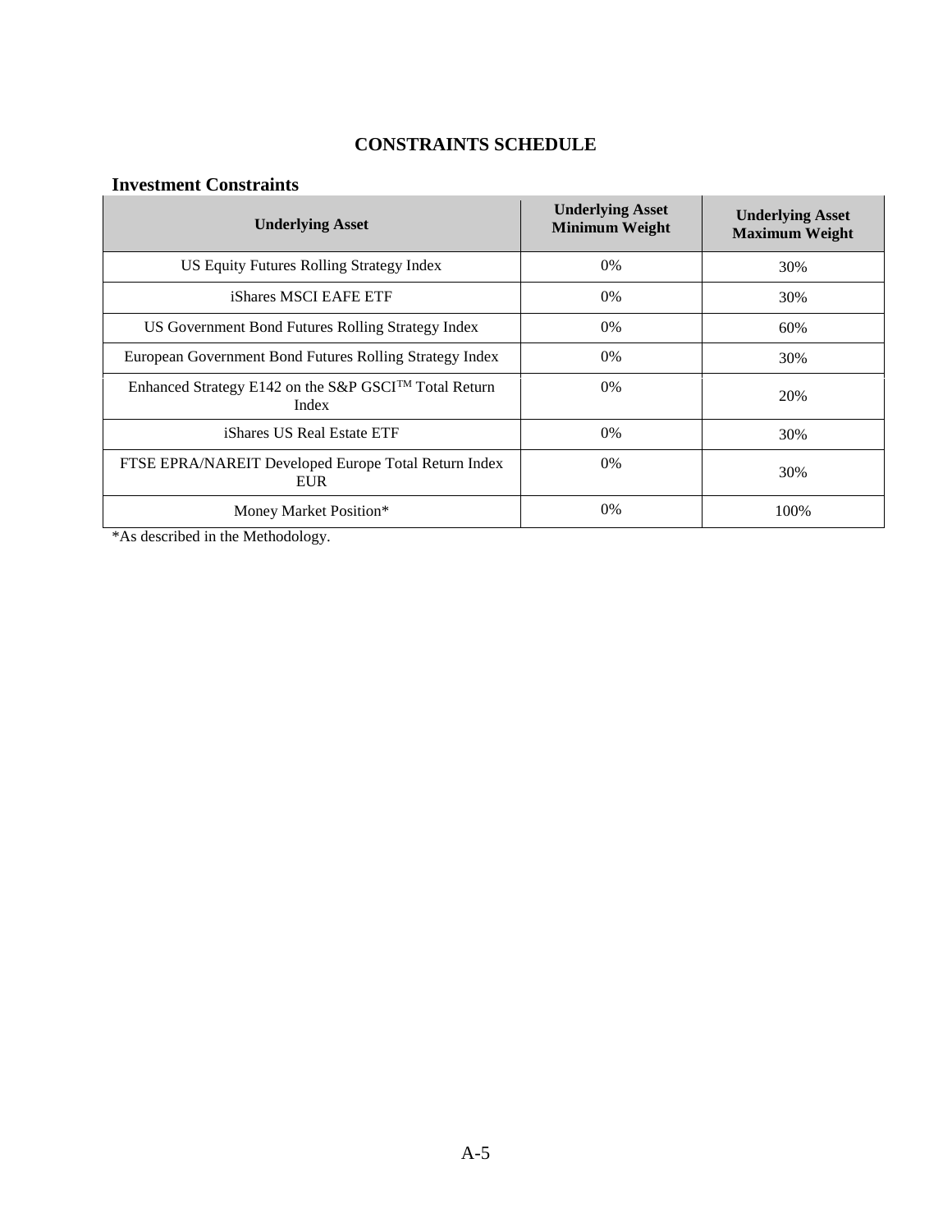# CONSTRAINTS SCHEDULE

## Investment Constraints

| Underlying Asset | Underlying Asset Minimum Weight | Underlying Asset Maximum Weight |
|---|---|---|
| US Equity Futures Rolling Strategy Index | 0% | 30% |
| iShares MSCI EAFE ETF | 0% | 30% |
| US Government Bond Futures Rolling Strategy Index | 0% | 60% |
| European Government Bond Futures Rolling Strategy Index | 0% | 30% |
| Enhanced Strategy E142 on the S&P GSCI™ Total Return Index | 0% | 20% |
| iShares US Real Estate ETF | 0% | 30% |
| FTSE EPRA/NAREIT Developed Europe Total Return Index EUR | 0% | 30% |
| Money Market Position* | 0% | 100% |

*As described in the Methodology.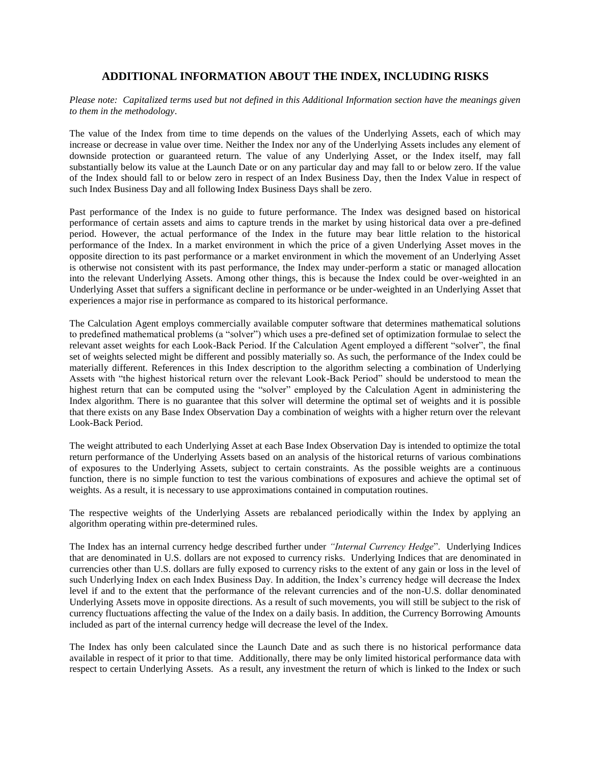## ADDITIONAL INFORMATION ABOUT THE INDEX, INCLUDING RISKS

*Please note: Capitalized terms used but not defined in this Additional Information section have the meanings given to them in the methodology*.

The value of the Index from time to time depends on the values of the Underlying Assets, each of which may increase or decrease in value over time. Neither the Index nor any of the Underlying Assets includes any element of downside protection or guaranteed return. The value of any Underlying Asset, or the Index itself, may fall substantially below its value at the Launch Date or on any particular day and may fall to or below zero. If the value of the Index should fall to or below zero in respect of an Index Business Day, then the Index Value in respect of such Index Business Day and all following Index Business Days shall be zero.

Past performance of the Index is no guide to future performance. The Index was designed based on historical performance of certain assets and aims to capture trends in the market by using historical data over a pre-defined period. However, the actual performance of the Index in the future may bear little relation to the historical performance of the Index. In a market environment in which the price of a given Underlying Asset moves in the opposite direction to its past performance or a market environment in which the movement of an Underlying Asset is otherwise not consistent with its past performance, the Index may under-perform a static or managed allocation into the relevant Underlying Assets. Among other things, this is because the Index could be over-weighted in an Underlying Asset that suffers a significant decline in performance or be under-weighted in an Underlying Asset that experiences a major rise in performance as compared to its historical performance.

The Calculation Agent employs commercially available computer software that determines mathematical solutions to predefined mathematical problems (a "solver") which uses a pre-defined set of optimization formulae to select the relevant asset weights for each Look-Back Period. If the Calculation Agent employed a different "solver", the final set of weights selected might be different and possibly materially so. As such, the performance of the Index could be materially different. References in this Index description to the algorithm selecting a combination of Underlying Assets with "the highest historical return over the relevant Look-Back Period" should be understood to mean the highest return that can be computed using the "solver" employed by the Calculation Agent in administering the Index algorithm. There is no guarantee that this solver will determine the optimal set of weights and it is possible that there exists on any Base Index Observation Day a combination of weights with a higher return over the relevant Look-Back Period.

The weight attributed to each Underlying Asset at each Base Index Observation Day is intended to optimize the total return performance of the Underlying Assets based on an analysis of the historical returns of various combinations of exposures to the Underlying Assets, subject to certain constraints. As the possible weights are a continuous function, there is no simple function to test the various combinations of exposures and achieve the optimal set of weights. As a result, it is necessary to use approximations contained in computation routines.

The respective weights of the Underlying Assets are rebalanced periodically within the Index by applying an algorithm operating within pre-determined rules.

The Index has an internal currency hedge described further under *"Internal Currency Hedge*". Underlying Indices that are denominated in U.S. dollars are not exposed to currency risks. Underlying Indices that are denominated in currencies other than U.S. dollars are fully exposed to currency risks to the extent of any gain or loss in the level of such Underlying Index on each Index Business Day. In addition, the Index's currency hedge will decrease the Index level if and to the extent that the performance of the relevant currencies and of the non-U.S. dollar denominated Underlying Assets move in opposite directions. As a result of such movements, you will still be subject to the risk of currency fluctuations affecting the value of the Index on a daily basis. In addition, the Currency Borrowing Amounts included as part of the internal currency hedge will decrease the level of the Index.

The Index has only been calculated since the Launch Date and as such there is no historical performance data available in respect of it prior to that time. Additionally, there may be only limited historical performance data with respect to certain Underlying Assets. As a result, any investment the return of which is linked to the Index or such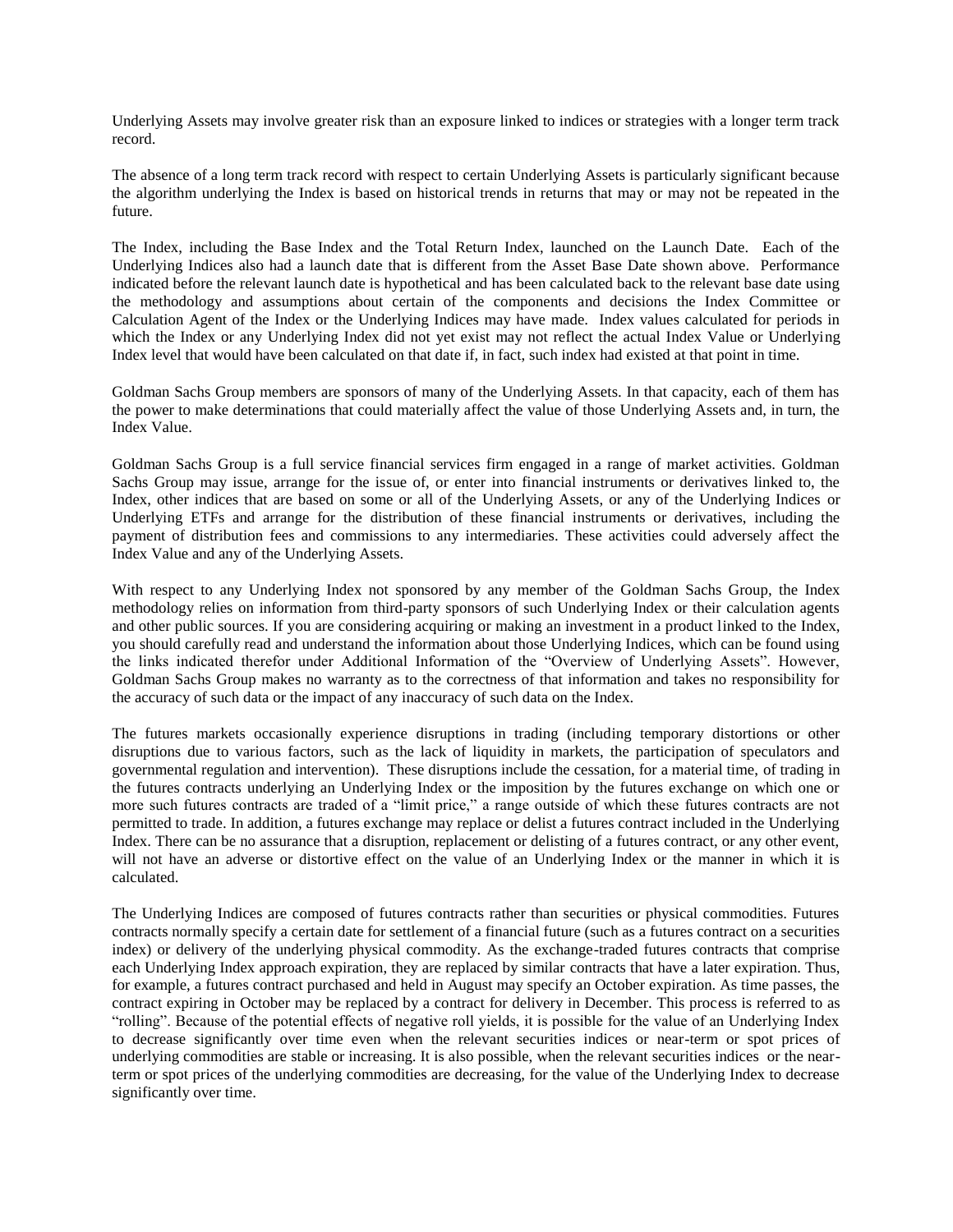Underlying Assets may involve greater risk than an exposure linked to indices or strategies with a longer term track record.

The absence of a long term track record with respect to certain Underlying Assets is particularly significant because the algorithm underlying the Index is based on historical trends in returns that may or may not be repeated in the future.

The Index, including the Base Index and the Total Return Index, launched on the Launch Date. Each of the Underlying Indices also had a launch date that is different from the Asset Base Date shown above. Performance indicated before the relevant launch date is hypothetical and has been calculated back to the relevant base date using the methodology and assumptions about certain of the components and decisions the Index Committee or Calculation Agent of the Index or the Underlying Indices may have made. Index values calculated for periods in which the Index or any Underlying Index did not yet exist may not reflect the actual Index Value or Underlying Index level that would have been calculated on that date if, in fact, such index had existed at that point in time.

Goldman Sachs Group members are sponsors of many of the Underlying Assets. In that capacity, each of them has the power to make determinations that could materially affect the value of those Underlying Assets and, in turn, the Index Value.

Goldman Sachs Group is a full service financial services firm engaged in a range of market activities. Goldman Sachs Group may issue, arrange for the issue of, or enter into financial instruments or derivatives linked to, the Index, other indices that are based on some or all of the Underlying Assets, or any of the Underlying Indices or Underlying ETFs and arrange for the distribution of these financial instruments or derivatives, including the payment of distribution fees and commissions to any intermediaries. These activities could adversely affect the Index Value and any of the Underlying Assets.

With respect to any Underlying Index not sponsored by any member of the Goldman Sachs Group, the Index methodology relies on information from third-party sponsors of such Underlying Index or their calculation agents and other public sources. If you are considering acquiring or making an investment in a product linked to the Index, you should carefully read and understand the information about those Underlying Indices, which can be found using the links indicated therefor under Additional Information of the "Overview of Underlying Assets". However, Goldman Sachs Group makes no warranty as to the correctness of that information and takes no responsibility for the accuracy of such data or the impact of any inaccuracy of such data on the Index.

The futures markets occasionally experience disruptions in trading (including temporary distortions or other disruptions due to various factors, such as the lack of liquidity in markets, the participation of speculators and governmental regulation and intervention). These disruptions include the cessation, for a material time, of trading in the futures contracts underlying an Underlying Index or the imposition by the futures exchange on which one or more such futures contracts are traded of a "limit price," a range outside of which these futures contracts are not permitted to trade. In addition, a futures exchange may replace or delist a futures contract included in the Underlying Index. There can be no assurance that a disruption, replacement or delisting of a futures contract, or any other event, will not have an adverse or distortive effect on the value of an Underlying Index or the manner in which it is calculated.

The Underlying Indices are composed of futures contracts rather than securities or physical commodities. Futures contracts normally specify a certain date for settlement of a financial future (such as a futures contract on a securities index) or delivery of the underlying physical commodity. As the exchange-traded futures contracts that comprise each Underlying Index approach expiration, they are replaced by similar contracts that have a later expiration. Thus, for example, a futures contract purchased and held in August may specify an October expiration. As time passes, the contract expiring in October may be replaced by a contract for delivery in December. This process is referred to as "rolling". Because of the potential effects of negative roll yields, it is possible for the value of an Underlying Index to decrease significantly over time even when the relevant securities indices or near-term or spot prices of underlying commodities are stable or increasing. It is also possible, when the relevant securities indices or the near-term or spot prices of the underlying commodities are decreasing, for the value of the Underlying Index to decrease significantly over time.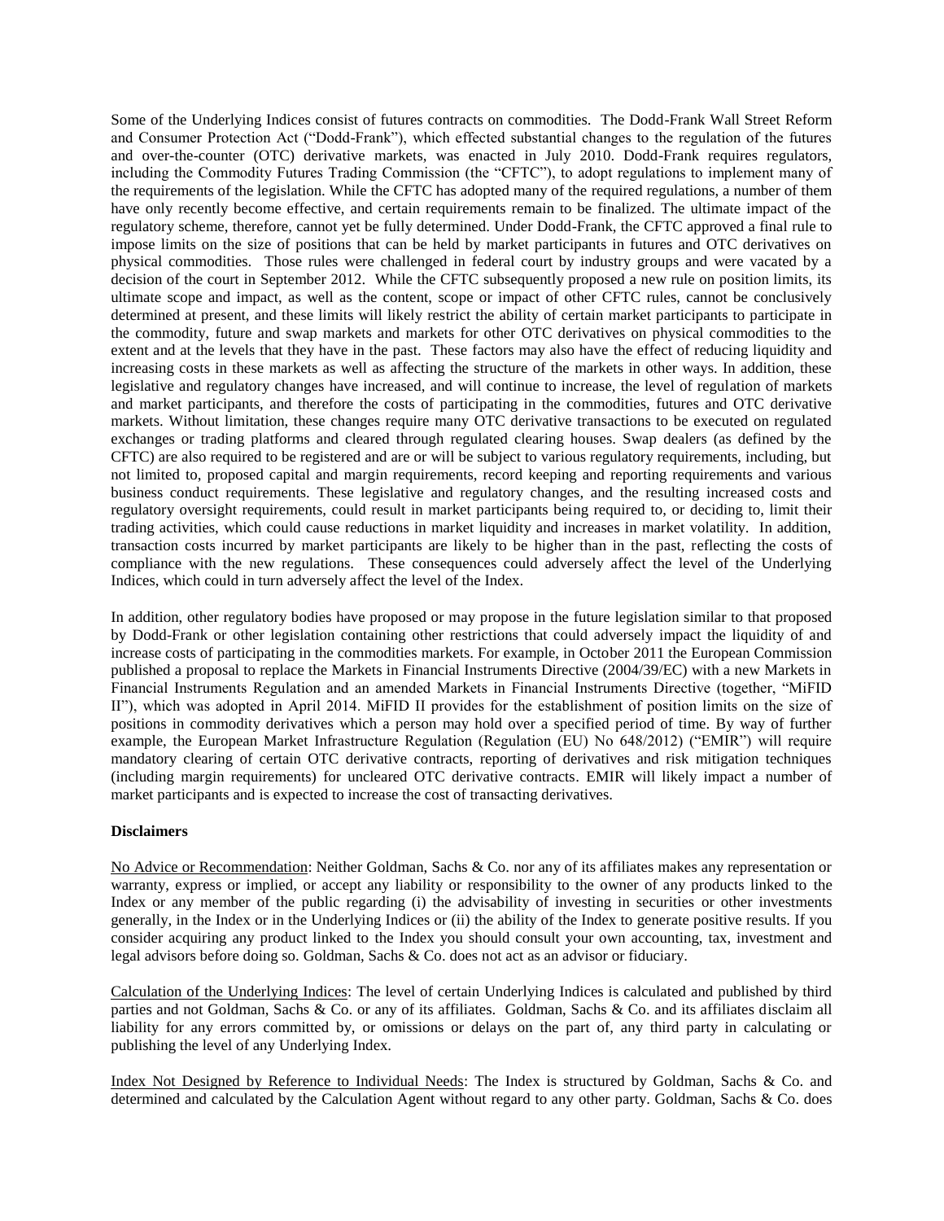Some of the Underlying Indices consist of futures contracts on commodities. The Dodd-Frank Wall Street Reform and Consumer Protection Act ("Dodd-Frank"), which effected substantial changes to the regulation of the futures and over-the-counter (OTC) derivative markets, was enacted in July 2010. Dodd-Frank requires regulators, including the Commodity Futures Trading Commission (the "CFTC"), to adopt regulations to implement many of the requirements of the legislation. While the CFTC has adopted many of the required regulations, a number of them have only recently become effective, and certain requirements remain to be finalized. The ultimate impact of the regulatory scheme, therefore, cannot yet be fully determined. Under Dodd-Frank, the CFTC approved a final rule to impose limits on the size of positions that can be held by market participants in futures and OTC derivatives on physical commodities. Those rules were challenged in federal court by industry groups and were vacated by a decision of the court in September 2012. While the CFTC subsequently proposed a new rule on position limits, its ultimate scope and impact, as well as the content, scope or impact of other CFTC rules, cannot be conclusively determined at present, and these limits will likely restrict the ability of certain market participants to participate in the commodity, future and swap markets and markets for other OTC derivatives on physical commodities to the extent and at the levels that they have in the past. These factors may also have the effect of reducing liquidity and increasing costs in these markets as well as affecting the structure of the markets in other ways. In addition, these legislative and regulatory changes have increased, and will continue to increase, the level of regulation of markets and market participants, and therefore the costs of participating in the commodities, futures and OTC derivative markets. Without limitation, these changes require many OTC derivative transactions to be executed on regulated exchanges or trading platforms and cleared through regulated clearing houses. Swap dealers (as defined by the CFTC) are also required to be registered and are or will be subject to various regulatory requirements, including, but not limited to, proposed capital and margin requirements, record keeping and reporting requirements and various business conduct requirements. These legislative and regulatory changes, and the resulting increased costs and regulatory oversight requirements, could result in market participants being required to, or deciding to, limit their trading activities, which could cause reductions in market liquidity and increases in market volatility. In addition, transaction costs incurred by market participants are likely to be higher than in the past, reflecting the costs of compliance with the new regulations. These consequences could adversely affect the level of the Underlying Indices, which could in turn adversely affect the level of the Index.

In addition, other regulatory bodies have proposed or may propose in the future legislation similar to that proposed by Dodd-Frank or other legislation containing other restrictions that could adversely impact the liquidity of and increase costs of participating in the commodities markets. For example, in October 2011 the European Commission published a proposal to replace the Markets in Financial Instruments Directive (2004/39/EC) with a new Markets in Financial Instruments Regulation and an amended Markets in Financial Instruments Directive (together, "MiFID II"), which was adopted in April 2014. MiFID II provides for the establishment of position limits on the size of positions in commodity derivatives which a person may hold over a specified period of time. By way of further example, the European Market Infrastructure Regulation (Regulation (EU) No 648/2012) ("EMIR") will require mandatory clearing of certain OTC derivative contracts, reporting of derivatives and risk mitigation techniques (including margin requirements) for uncleared OTC derivative contracts. EMIR will likely impact a number of market participants and is expected to increase the cost of transacting derivatives.

**Disclaimers**

No Advice or Recommendation: Neither Goldman, Sachs & Co. nor any of its affiliates makes any representation or warranty, express or implied, or accept any liability or responsibility to the owner of any products linked to the Index or any member of the public regarding (i) the advisability of investing in securities or other investments generally, in the Index or in the Underlying Indices or (ii) the ability of the Index to generate positive results. If you consider acquiring any product linked to the Index you should consult your own accounting, tax, investment and legal advisors before doing so. Goldman, Sachs & Co. does not act as an advisor or fiduciary.

Calculation of the Underlying Indices: The level of certain Underlying Indices is calculated and published by third parties and not Goldman, Sachs & Co. or any of its affiliates. Goldman, Sachs & Co. and its affiliates disclaim all liability for any errors committed by, or omissions or delays on the part of, any third party in calculating or publishing the level of any Underlying Index.

Index Not Designed by Reference to Individual Needs: The Index is structured by Goldman, Sachs & Co. and determined and calculated by the Calculation Agent without regard to any other party. Goldman, Sachs & Co. does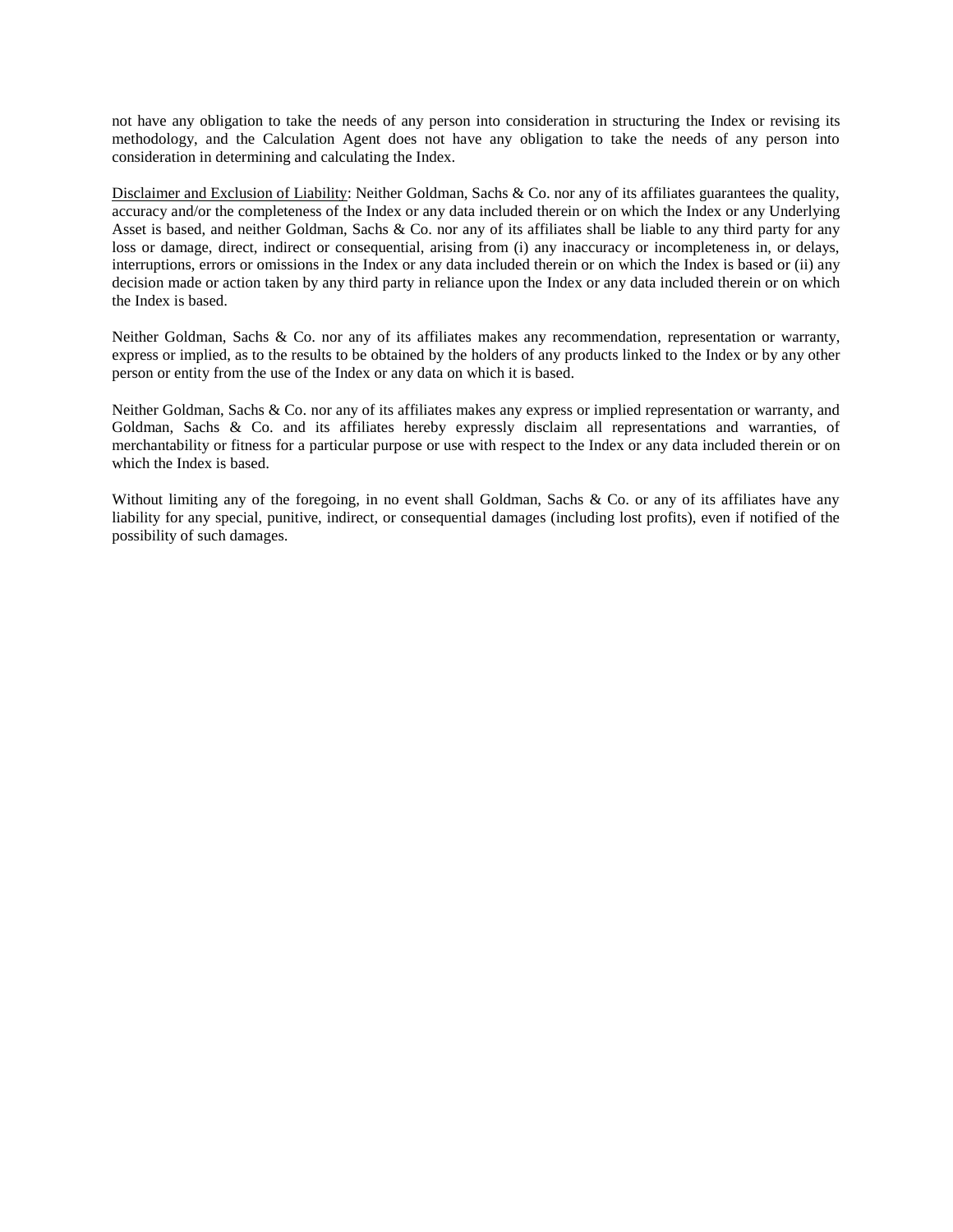not have any obligation to take the needs of any person into consideration in structuring the Index or revising its methodology, and the Calculation Agent does not have any obligation to take the needs of any person into consideration in determining and calculating the Index.

<u>Disclaimer and Exclusion of Liability</u>: Neither Goldman, Sachs & Co. nor any of its affiliates guarantees the quality, accuracy and/or the completeness of the Index or any data included therein or on which the Index or any Underlying Asset is based, and neither Goldman, Sachs & Co. nor any of its affiliates shall be liable to any third party for any loss or damage, direct, indirect or consequential, arising from (i) any inaccuracy or incompleteness in, or delays, interruptions, errors or omissions in the Index or any data included therein or on which the Index is based or (ii) any decision made or action taken by any third party in reliance upon the Index or any data included therein or on which the Index is based.

Neither Goldman, Sachs & Co. nor any of its affiliates makes any recommendation, representation or warranty, express or implied, as to the results to be obtained by the holders of any products linked to the Index or by any other person or entity from the use of the Index or any data on which it is based.

Neither Goldman, Sachs & Co. nor any of its affiliates makes any express or implied representation or warranty, and Goldman, Sachs & Co. and its affiliates hereby expressly disclaim all representations and warranties, of merchantability or fitness for a particular purpose or use with respect to the Index or any data included therein or on which the Index is based.

Without limiting any of the foregoing, in no event shall Goldman, Sachs & Co. or any of its affiliates have any liability for any special, punitive, indirect, or consequential damages (including lost profits), even if notified of the possibility of such damages.